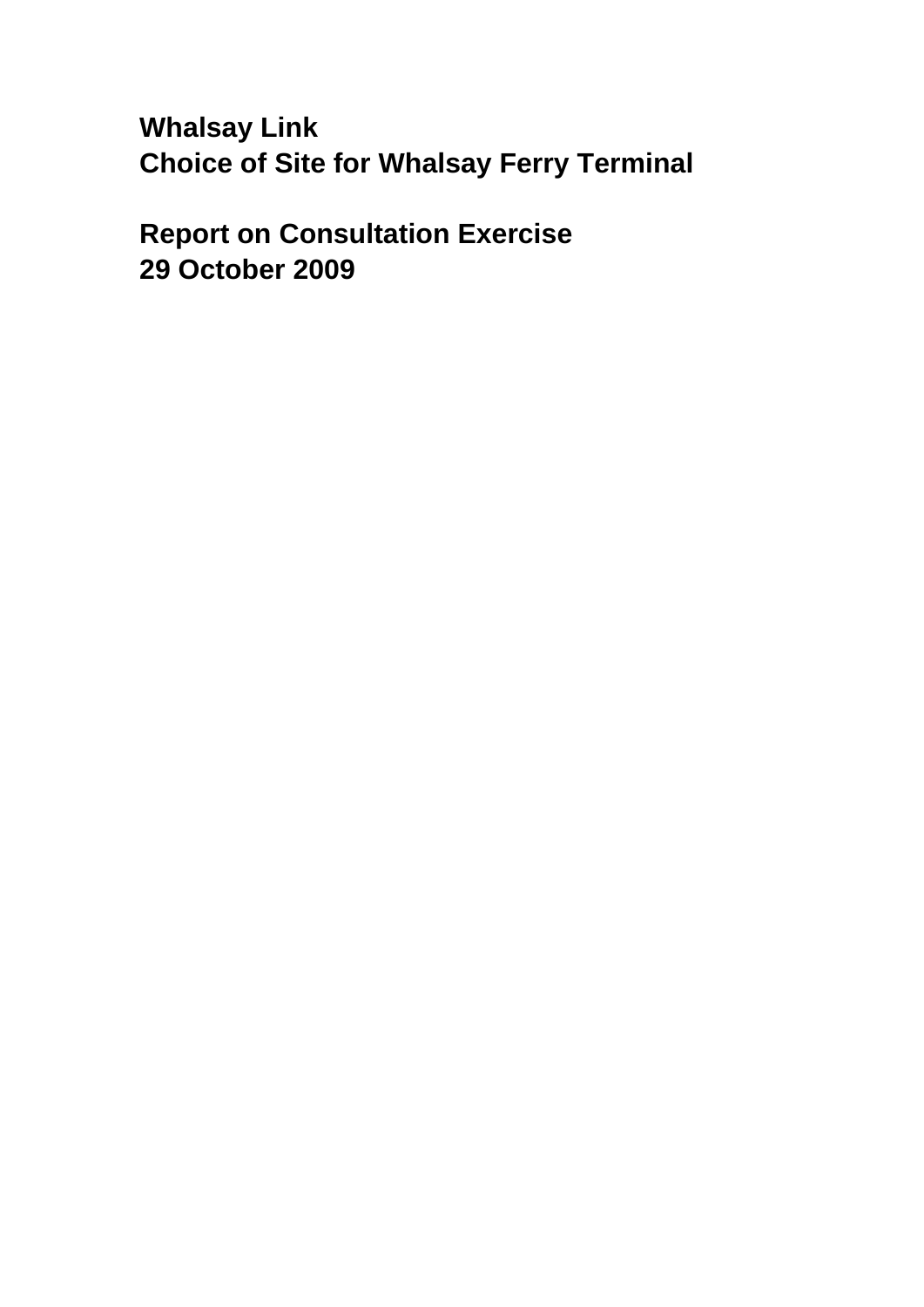# Whalsay Link
# Choice of Site for Whalsay Ferry Terminal

## Report on Consultation Exercise
## 29 October 2009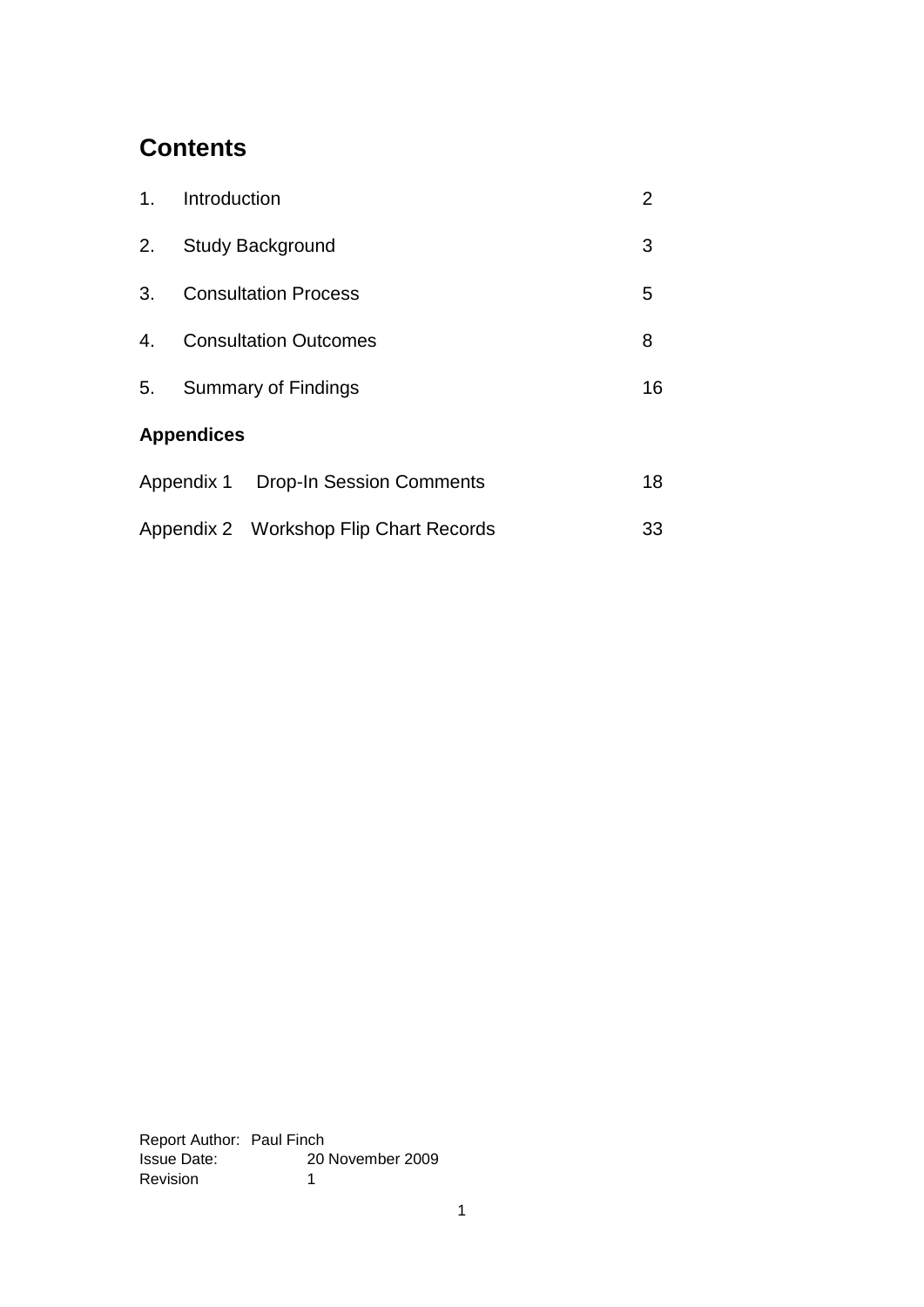## Contents

| | | |
|---|---|---|
| 1. | Introduction | 2 |
| 2. | Study Background | 3 |
| 3. | Consultation Process | 5 |
| 4. | Consultation Outcomes | 8 |
| 5. | Summary of Findings | 16 |

**Appendices**

| | | |
|---|---|---|
| Appendix 1 | Drop-In Session Comments | 18 |
| Appendix 2 | Workshop Flip Chart Records | 33 |

Report Author: Paul Finch
Issue Date: 20 November 2009
Revision 1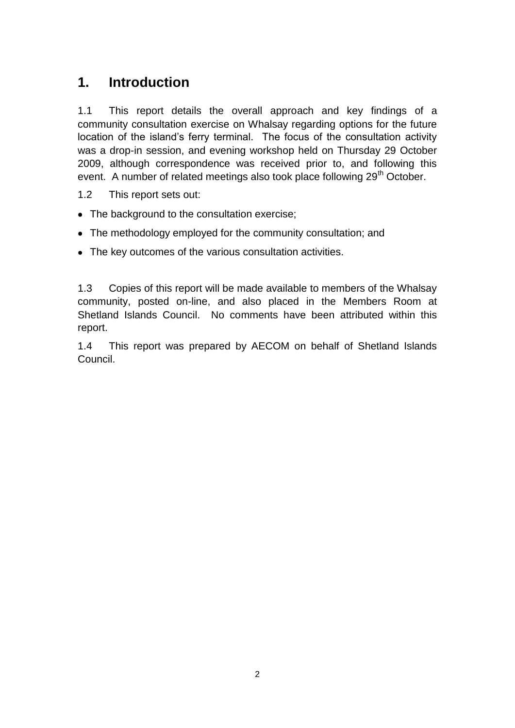# 1. Introduction

1.1 This report details the overall approach and key findings of a community consultation exercise on Whalsay regarding options for the future location of the island's ferry terminal. The focus of the consultation activity was a drop-in session, and evening workshop held on Thursday 29 October 2009, although correspondence was received prior to, and following this event. A number of related meetings also took place following 29th October.

1.2 This report sets out:

- The background to the consultation exercise;
- The methodology employed for the community consultation; and
- The key outcomes of the various consultation activities.

1.3 Copies of this report will be made available to members of the Whalsay community, posted on-line, and also placed in the Members Room at Shetland Islands Council. No comments have been attributed within this report.

1.4 This report was prepared by AECOM on behalf of Shetland Islands Council.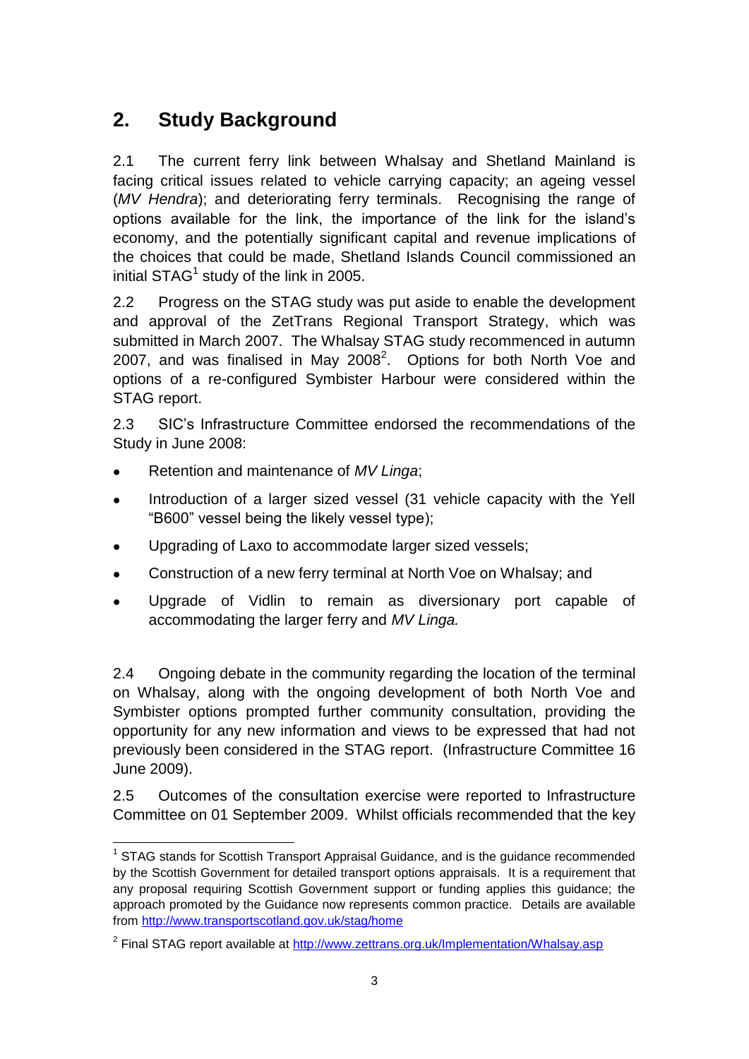## 2. Study Background

2.1 The current ferry link between Whalsay and Shetland Mainland is facing critical issues related to vehicle carrying capacity; an ageing vessel (*MV Hendra*); and deteriorating ferry terminals. Recognising the range of options available for the link, the importance of the link for the island's economy, and the potentially significant capital and revenue implications of the choices that could be made, Shetland Islands Council commissioned an initial STAG[1] study of the link in 2005.

2.2 Progress on the STAG study was put aside to enable the development and approval of the ZetTrans Regional Transport Strategy, which was submitted in March 2007. The Whalsay STAG study recommenced in autumn 2007, and was finalised in May 2008[2]. Options for both North Voe and options of a re-configured Symbister Harbour were considered within the STAG report.

2.3 SIC's Infrastructure Committee endorsed the recommendations of the Study in June 2008:

- Retention and maintenance of *MV Linga*;
- Introduction of a larger sized vessel (31 vehicle capacity with the Yell "B600" vessel being the likely vessel type);
- Upgrading of Laxo to accommodate larger sized vessels;
- Construction of a new ferry terminal at North Voe on Whalsay; and
- Upgrade of Vidlin to remain as diversionary port capable of accommodating the larger ferry and *MV Linga.*

2.4 Ongoing debate in the community regarding the location of the terminal on Whalsay, along with the ongoing development of both North Voe and Symbister options prompted further community consultation, providing the opportunity for any new information and views to be expressed that had not previously been considered in the STAG report. (Infrastructure Committee 16 June 2009).

2.5 Outcomes of the consultation exercise were reported to Infrastructure Committee on 01 September 2009. Whilst officials recommended that the key

[1] STAG stands for Scottish Transport Appraisal Guidance, and is the guidance recommended by the Scottish Government for detailed transport options appraisals. It is a requirement that any proposal requiring Scottish Government support or funding applies this guidance; the approach promoted by the Guidance now represents common practice. Details are available from http://www.transportscotland.gov.uk/stag/home

[2] Final STAG report available at http://www.zettrans.org.uk/Implementation/Whalsay.asp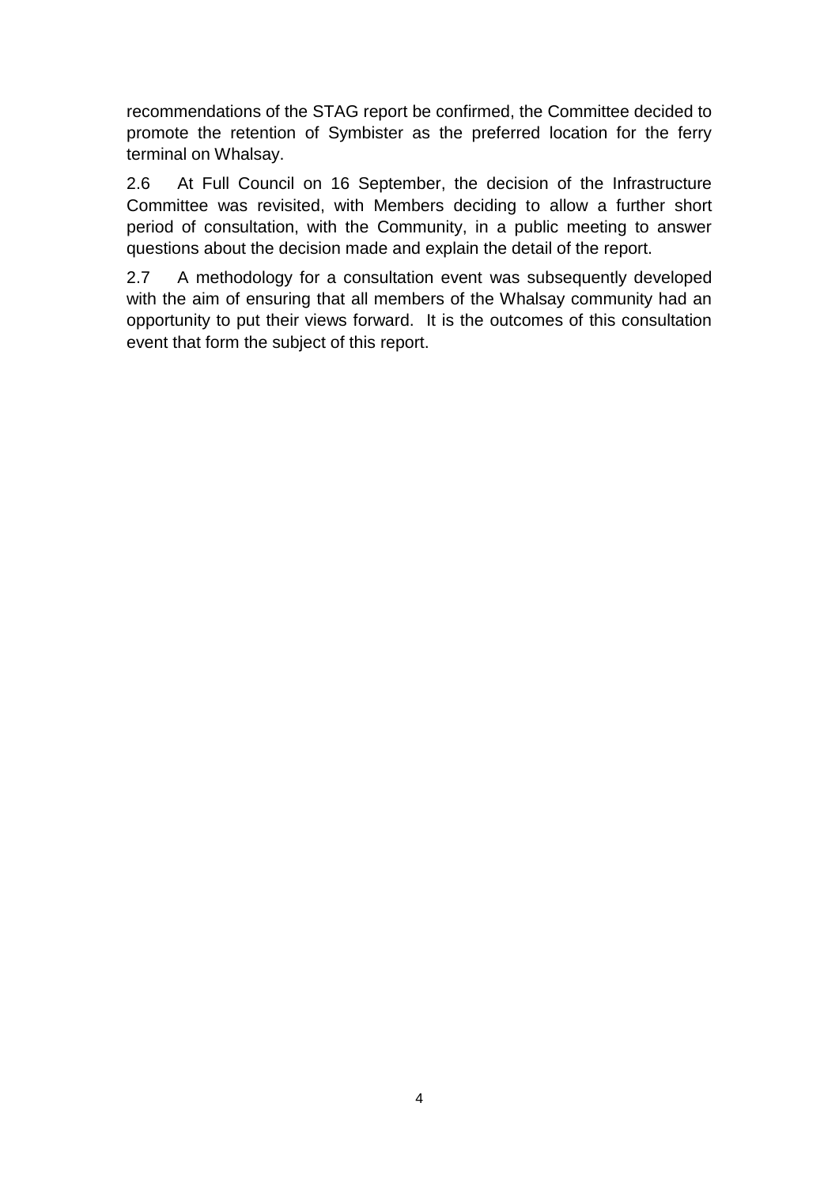recommendations of the STAG report be confirmed, the Committee decided to promote the retention of Symbister as the preferred location for the ferry terminal on Whalsay.

2.6 At Full Council on 16 September, the decision of the Infrastructure Committee was revisited, with Members deciding to allow a further short period of consultation, with the Community, in a public meeting to answer questions about the decision made and explain the detail of the report.

2.7 A methodology for a consultation event was subsequently developed with the aim of ensuring that all members of the Whalsay community had an opportunity to put their views forward. It is the outcomes of this consultation event that form the subject of this report.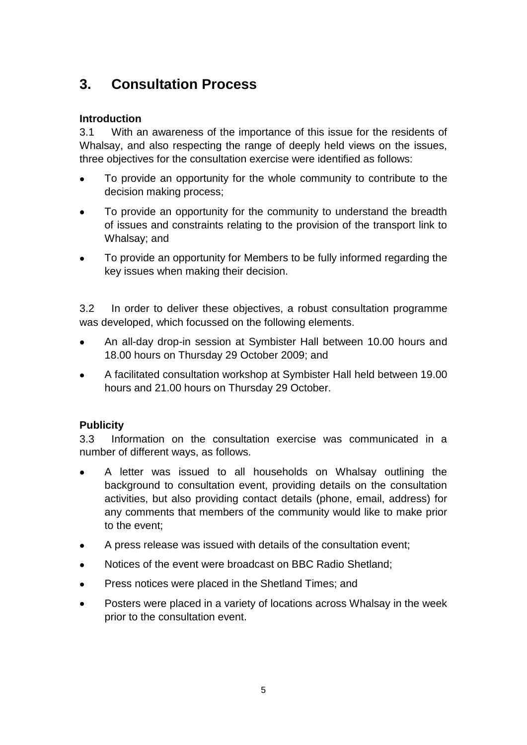## 3. Consultation Process

**Introduction**

3.1 With an awareness of the importance of this issue for the residents of Whalsay, and also respecting the range of deeply held views on the issues, three objectives for the consultation exercise were identified as follows:

- To provide an opportunity for the whole community to contribute to the decision making process;
- To provide an opportunity for the community to understand the breadth of issues and constraints relating to the provision of the transport link to Whalsay; and
- To provide an opportunity for Members to be fully informed regarding the key issues when making their decision.

3.2 In order to deliver these objectives, a robust consultation programme was developed, which focussed on the following elements.

- An all-day drop-in session at Symbister Hall between 10.00 hours and 18.00 hours on Thursday 29 October 2009; and
- A facilitated consultation workshop at Symbister Hall held between 19.00 hours and 21.00 hours on Thursday 29 October.

**Publicity**

3.3 Information on the consultation exercise was communicated in a number of different ways, as follows.

- A letter was issued to all households on Whalsay outlining the background to consultation event, providing details on the consultation activities, but also providing contact details (phone, email, address) for any comments that members of the community would like to make prior to the event;
- A press release was issued with details of the consultation event;
- Notices of the event were broadcast on BBC Radio Shetland;
- Press notices were placed in the Shetland Times; and
- Posters were placed in a variety of locations across Whalsay in the week prior to the consultation event.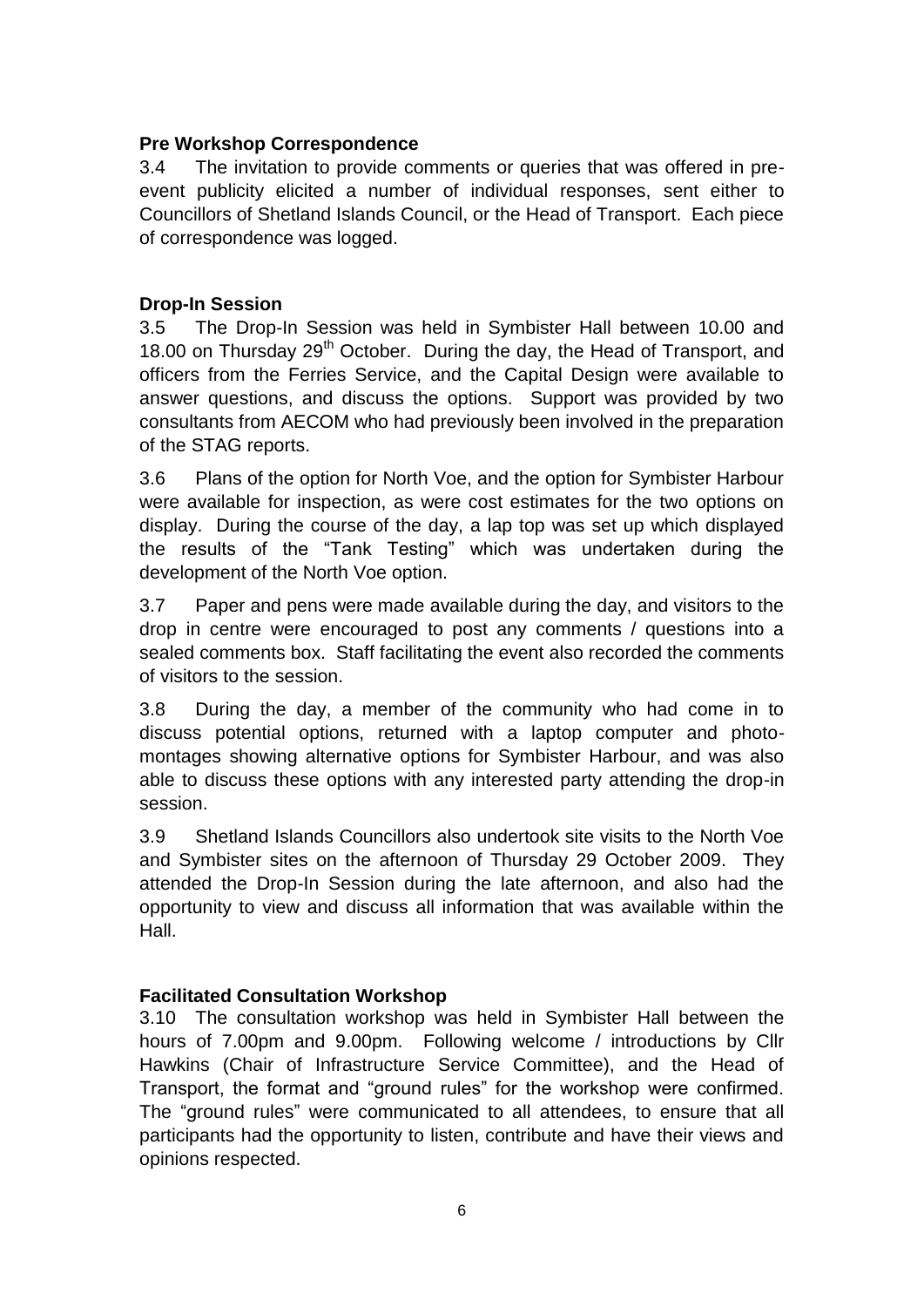**Pre Workshop Correspondence**

3.4 The invitation to provide comments or queries that was offered in pre-event publicity elicited a number of individual responses, sent either to Councillors of Shetland Islands Council, or the Head of Transport. Each piece of correspondence was logged.

**Drop-In Session**

3.5 The Drop-In Session was held in Symbister Hall between 10.00 and 18.00 on Thursday 29th October. During the day, the Head of Transport, and officers from the Ferries Service, and the Capital Design were available to answer questions, and discuss the options. Support was provided by two consultants from AECOM who had previously been involved in the preparation of the STAG reports.

3.6 Plans of the option for North Voe, and the option for Symbister Harbour were available for inspection, as were cost estimates for the two options on display. During the course of the day, a lap top was set up which displayed the results of the "Tank Testing" which was undertaken during the development of the North Voe option.

3.7 Paper and pens were made available during the day, and visitors to the drop in centre were encouraged to post any comments / questions into a sealed comments box. Staff facilitating the event also recorded the comments of visitors to the session.

3.8 During the day, a member of the community who had come in to discuss potential options, returned with a laptop computer and photo-montages showing alternative options for Symbister Harbour, and was also able to discuss these options with any interested party attending the drop-in session.

3.9 Shetland Islands Councillors also undertook site visits to the North Voe and Symbister sites on the afternoon of Thursday 29 October 2009. They attended the Drop-In Session during the late afternoon, and also had the opportunity to view and discuss all information that was available within the Hall.

**Facilitated Consultation Workshop**

3.10 The consultation workshop was held in Symbister Hall between the hours of 7.00pm and 9.00pm. Following welcome / introductions by Cllr Hawkins (Chair of Infrastructure Service Committee), and the Head of Transport, the format and "ground rules" for the workshop were confirmed. The "ground rules" were communicated to all attendees, to ensure that all participants had the opportunity to listen, contribute and have their views and opinions respected.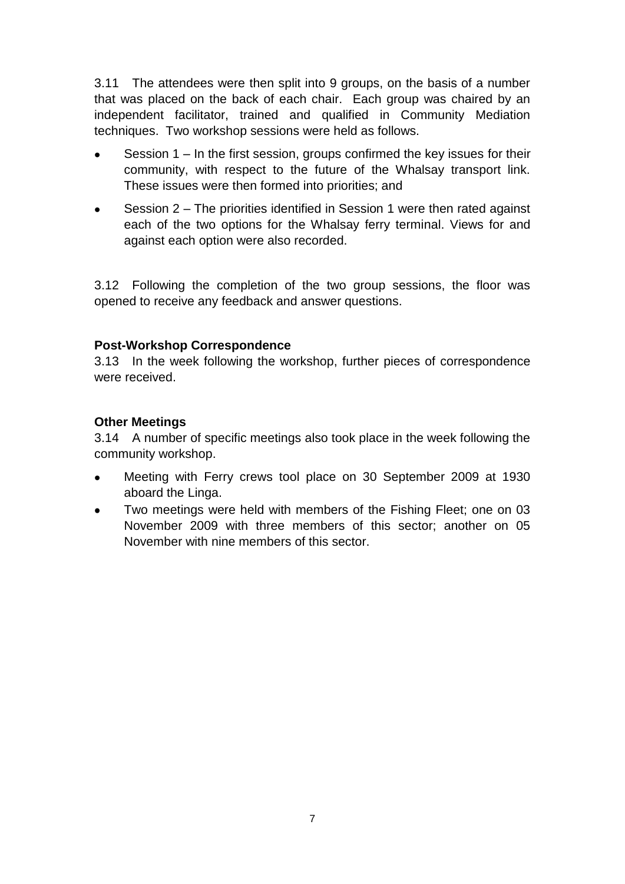3.11 The attendees were then split into 9 groups, on the basis of a number that was placed on the back of each chair. Each group was chaired by an independent facilitator, trained and qualified in Community Mediation techniques. Two workshop sessions were held as follows.

- Session 1 – In the first session, groups confirmed the key issues for their community, with respect to the future of the Whalsay transport link. These issues were then formed into priorities; and
- Session 2 – The priorities identified in Session 1 were then rated against each of the two options for the Whalsay ferry terminal. Views for and against each option were also recorded.

3.12 Following the completion of the two group sessions, the floor was opened to receive any feedback and answer questions.

**Post-Workshop Correspondence**

3.13 In the week following the workshop, further pieces of correspondence were received.

**Other Meetings**

3.14 A number of specific meetings also took place in the week following the community workshop.

- Meeting with Ferry crews tool place on 30 September 2009 at 1930 aboard the Linga.
- Two meetings were held with members of the Fishing Fleet; one on 03 November 2009 with three members of this sector; another on 05 November with nine members of this sector.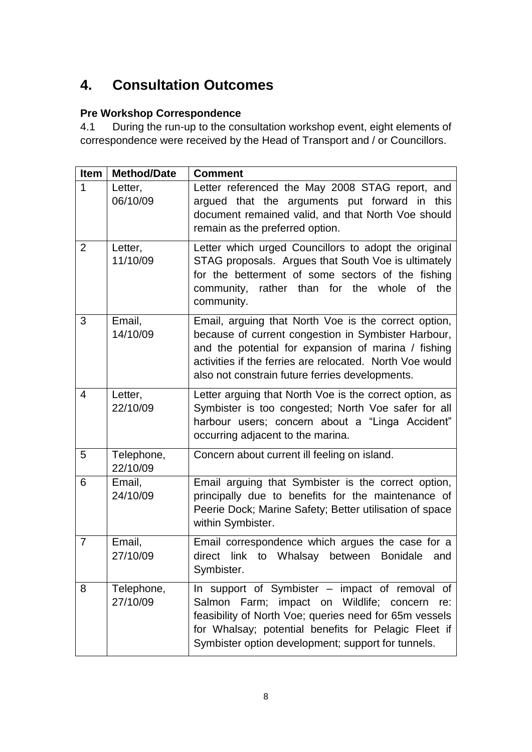# 4. Consultation Outcomes

### Pre Workshop Correspondence

4.1 During the run-up to the consultation workshop event, eight elements of correspondence were received by the Head of Transport and / or Councillors.

| Item | Method/Date | Comment |
|---|---|---|
| 1 | Letter, 06/10/09 | Letter referenced the May 2008 STAG report, and argued that the arguments put forward in this document remained valid, and that North Voe should remain as the preferred option. |
| 2 | Letter, 11/10/09 | Letter which urged Councillors to adopt the original STAG proposals. Argues that South Voe is ultimately for the betterment of some sectors of the fishing community, rather than for the whole of the community. |
| 3 | Email, 14/10/09 | Email, arguing that North Voe is the correct option, because of current congestion in Symbister Harbour, and the potential for expansion of marina / fishing activities if the ferries are relocated. North Voe would also not constrain future ferries developments. |
| 4 | Letter, 22/10/09 | Letter arguing that North Voe is the correct option, as Symbister is too congested; North Voe safer for all harbour users; concern about a "Linga Accident" occurring adjacent to the marina. |
| 5 | Telephone, 22/10/09 | Concern about current ill feeling on island. |
| 6 | Email, 24/10/09 | Email arguing that Symbister is the correct option, principally due to benefits for the maintenance of Peerie Dock; Marine Safety; Better utilisation of space within Symbister. |
| 7 | Email, 27/10/09 | Email correspondence which argues the case for a direct link to Whalsay between Bonidale and Symbister. |
| 8 | Telephone, 27/10/09 | In support of Symbister – impact of removal of Salmon Farm; impact on Wildlife; concern re: feasibility of North Voe; queries need for 65m vessels for Whalsay; potential benefits for Pelagic Fleet if Symbister option development; support for tunnels. |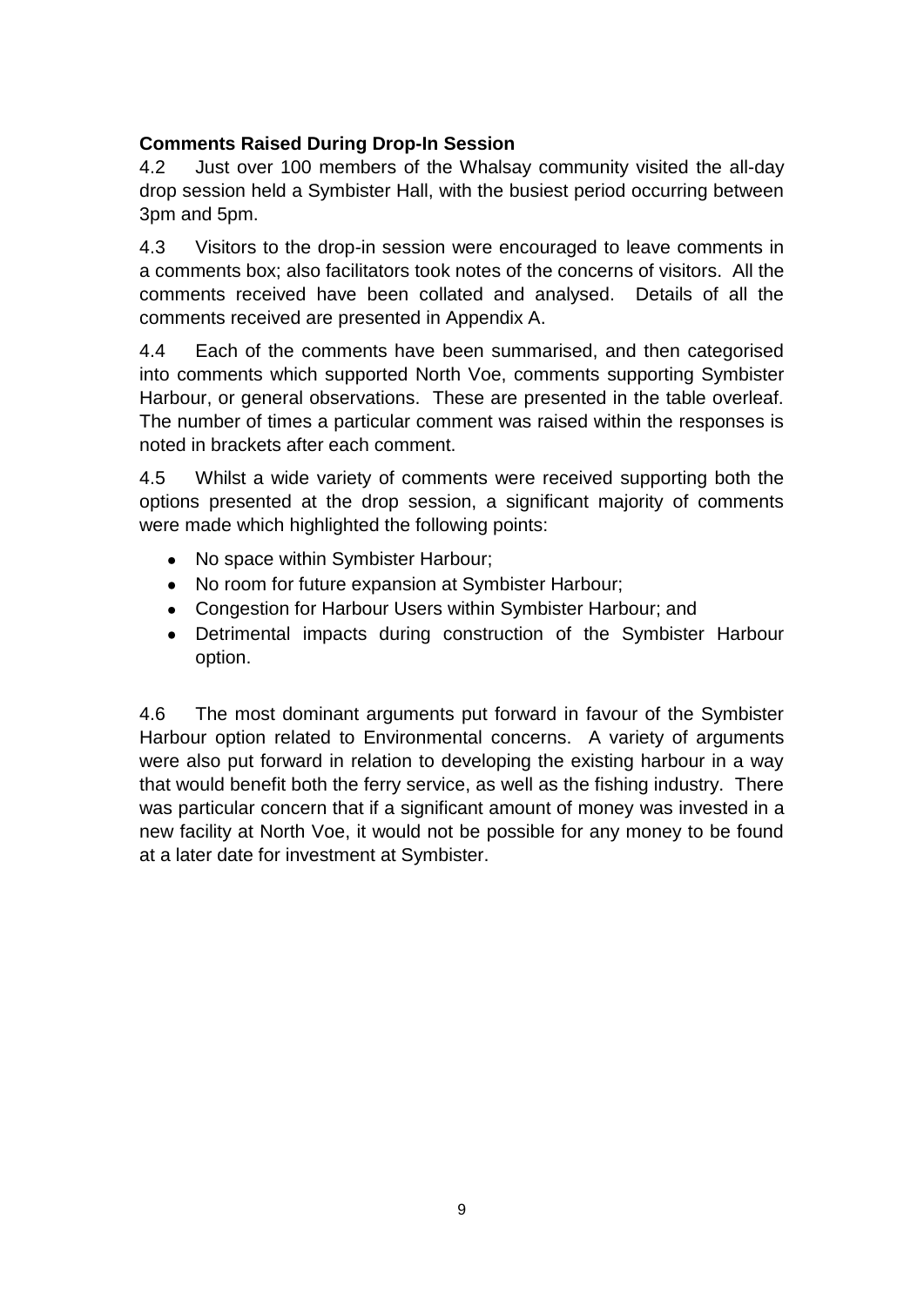**Comments Raised During Drop-In Session**

4.2 Just over 100 members of the Whalsay community visited the all-day drop session held a Symbister Hall, with the busiest period occurring between 3pm and 5pm.

4.3 Visitors to the drop-in session were encouraged to leave comments in a comments box; also facilitators took notes of the concerns of visitors. All the comments received have been collated and analysed. Details of all the comments received are presented in Appendix A.

4.4 Each of the comments have been summarised, and then categorised into comments which supported North Voe, comments supporting Symbister Harbour, or general observations. These are presented in the table overleaf. The number of times a particular comment was raised within the responses is noted in brackets after each comment.

4.5 Whilst a wide variety of comments were received supporting both the options presented at the drop session, a significant majority of comments were made which highlighted the following points:

- No space within Symbister Harbour;
- No room for future expansion at Symbister Harbour;
- Congestion for Harbour Users within Symbister Harbour; and
- Detrimental impacts during construction of the Symbister Harbour option.

4.6 The most dominant arguments put forward in favour of the Symbister Harbour option related to Environmental concerns. A variety of arguments were also put forward in relation to developing the existing harbour in a way that would benefit both the ferry service, as well as the fishing industry. There was particular concern that if a significant amount of money was invested in a new facility at North Voe, it would not be possible for any money to be found at a later date for investment at Symbister.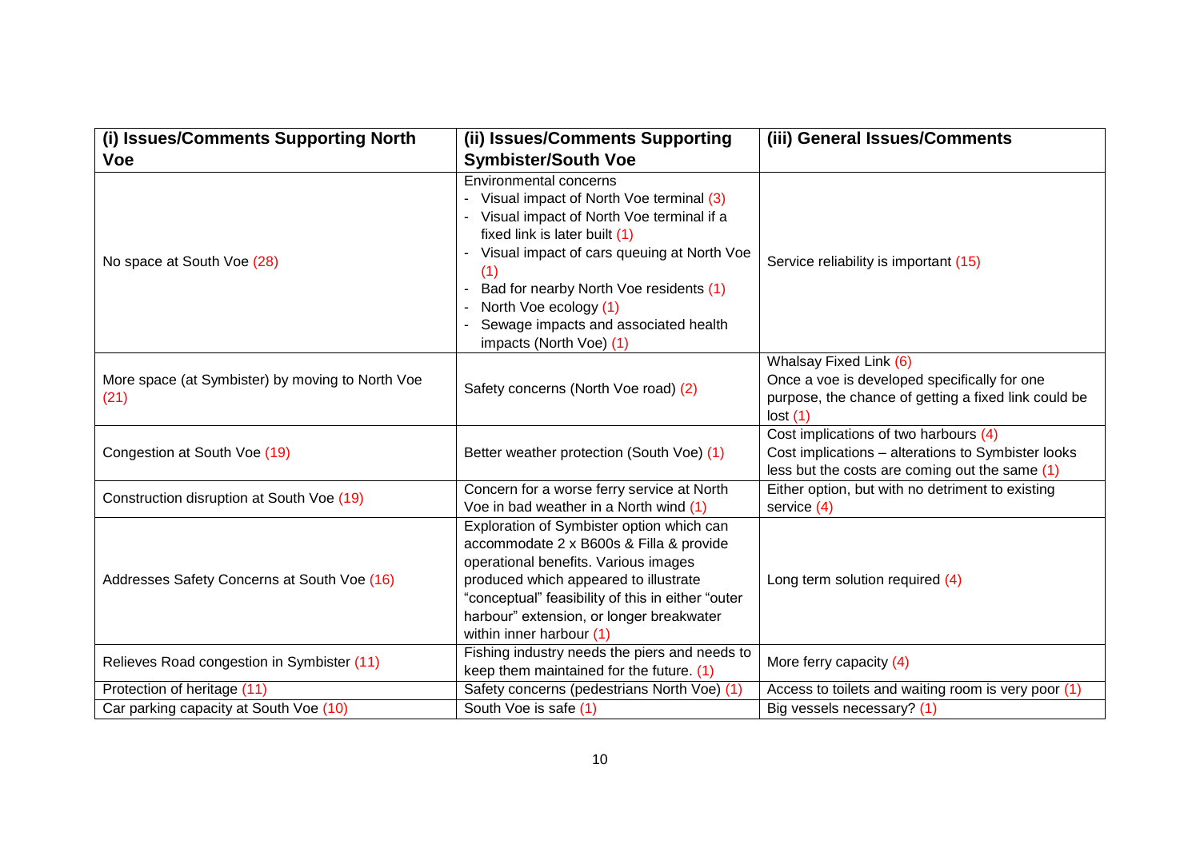| (i) Issues/Comments Supporting North Voe | (ii) Issues/Comments Supporting Symbister/South Voe | (iii) General Issues/Comments |
|---|---|---|
| No space at South Voe (28) | Environmental concerns<br>- Visual impact of North Voe terminal (3)<br>- Visual impact of North Voe terminal if a fixed link is later built (1)<br>- Visual impact of cars queuing at North Voe (1)<br>- Bad for nearby North Voe residents (1)<br>- North Voe ecology (1)<br>- Sewage impacts and associated health impacts (North Voe) (1) | Service reliability is important (15) |
| More space (at Symbister) by moving to North Voe (21) | Safety concerns (North Voe road) (2) | Whalsay Fixed Link (6)<br>Once a voe is developed specifically for one purpose, the chance of getting a fixed link could be lost (1) |
| Congestion at South Voe (19) | Better weather protection (South Voe) (1) | Cost implications of two harbours (4)<br>Cost implications – alterations to Symbister looks less but the costs are coming out the same (1) |
| Construction disruption at South Voe (19) | Concern for a worse ferry service at North Voe in bad weather in a North wind (1) | Either option, but with no detriment to existing service (4) |
| Addresses Safety Concerns at South Voe (16) | Exploration of Symbister option which can accommodate 2 x B600s & Filla & provide operational benefits. Various images produced which appeared to illustrate "conceptual" feasibility of this in either "outer harbour" extension, or longer breakwater within inner harbour (1) | Long term solution required (4) |
| Relieves Road congestion in Symbister (11) | Fishing industry needs the piers and needs to keep them maintained for the future. (1) | More ferry capacity (4) |
| Protection of heritage (11) | Safety concerns (pedestrians North Voe) (1) | Access to toilets and waiting room is very poor (1) |
| Car parking capacity at South Voe (10) | South Voe is safe (1) | Big vessels necessary? (1) |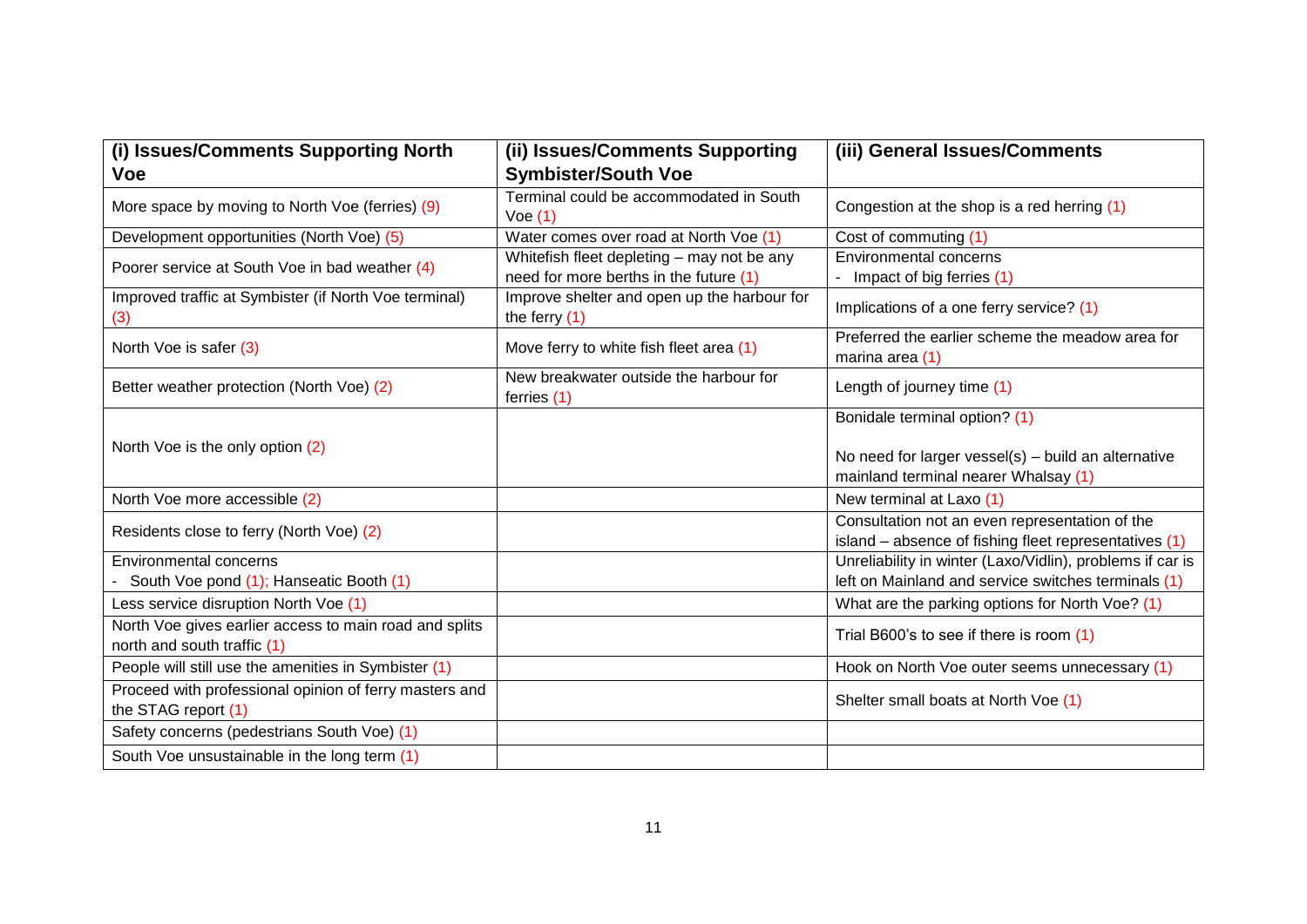| (i) Issues/Comments Supporting North Voe | (ii) Issues/Comments Supporting Symbister/South Voe | (iii) General Issues/Comments |
|---|---|---|
| More space by moving to North Voe (ferries) (9) | Terminal could be accommodated in South Voe (1) | Congestion at the shop is a red herring (1) |
| Development opportunities (North Voe) (5) | Water comes over road at North Voe (1) | Cost of commuting (1) |
| Poorer service at South Voe in bad weather (4) | Whitefish fleet depleting – may not be any need for more berths in the future (1) | Environmental concerns<br>- Impact of big ferries (1) |
| Improved traffic at Symbister (if North Voe terminal) (3) | Improve shelter and open up the harbour for the ferry (1) | Implications of a one ferry service? (1) |
| North Voe is safer (3) | Move ferry to white fish fleet area (1) | Preferred the earlier scheme the meadow area for marina area (1) |
| Better weather protection (North Voe) (2) | New breakwater outside the harbour for ferries (1) | Length of journey time (1) |
| North Voe is the only option (2) | | Bonidale terminal option? (1)<br><br>No need for larger vessel(s) – build an alternative mainland terminal nearer Whalsay (1) |
| North Voe more accessible (2) | | New terminal at Laxo (1) |
| Residents close to ferry (North Voe) (2) | | Consultation not an even representation of the island – absence of fishing fleet representatives (1) |
| Environmental concerns<br>- South Voe pond (1); Hanseatic Booth (1) | | Unreliability in winter (Laxo/Vidlin), problems if car is left on Mainland and service switches terminals (1) |
| Less service disruption North Voe (1) | | What are the parking options for North Voe? (1) |
| North Voe gives earlier access to main road and splits north and south traffic (1) | | Trial B600's to see if there is room (1) |
| People will still use the amenities in Symbister (1) | | Hook on North Voe outer seems unnecessary (1) |
| Proceed with professional opinion of ferry masters and the STAG report (1) | | Shelter small boats at North Voe (1) |
| Safety concerns (pedestrians South Voe) (1) | | |
| South Voe unsustainable in the long term (1) | | |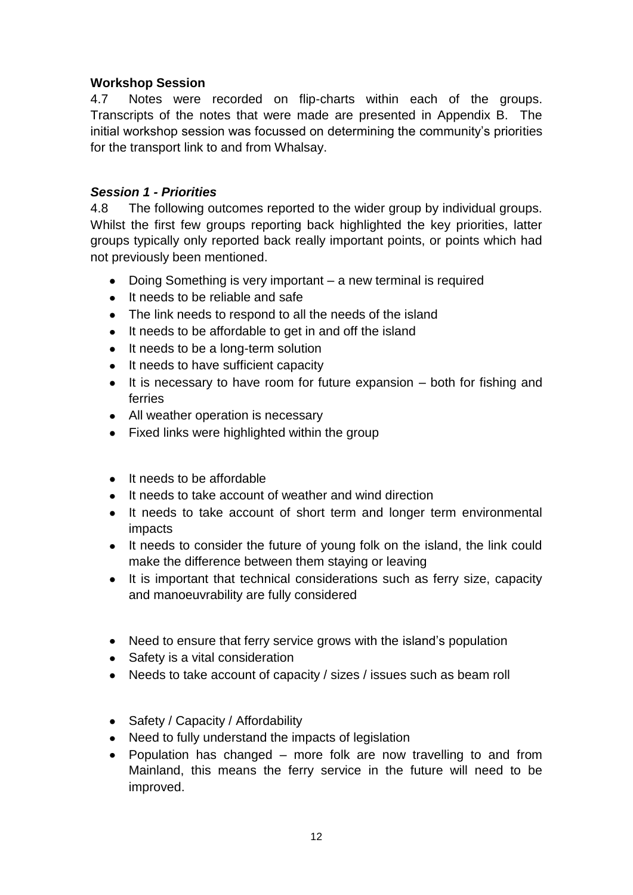**Workshop Session**

4.7 Notes were recorded on flip-charts within each of the groups. Transcripts of the notes that were made are presented in Appendix B. The initial workshop session was focussed on determining the community's priorities for the transport link to and from Whalsay.

***Session 1 - Priorities***

4.8 The following outcomes reported to the wider group by individual groups. Whilst the first few groups reporting back highlighted the key priorities, latter groups typically only reported back really important points, or points which had not previously been mentioned.

- Doing Something is very important – a new terminal is required
- It needs to be reliable and safe
- The link needs to respond to all the needs of the island
- It needs to be affordable to get in and off the island
- It needs to be a long-term solution
- It needs to have sufficient capacity
- It is necessary to have room for future expansion – both for fishing and ferries
- All weather operation is necessary
- Fixed links were highlighted within the group

- It needs to be affordable
- It needs to take account of weather and wind direction
- It needs to take account of short term and longer term environmental impacts
- It needs to consider the future of young folk on the island, the link could make the difference between them staying or leaving
- It is important that technical considerations such as ferry size, capacity and manoeuvrability are fully considered

- Need to ensure that ferry service grows with the island's population
- Safety is a vital consideration
- Needs to take account of capacity / sizes / issues such as beam roll

- Safety / Capacity / Affordability
- Need to fully understand the impacts of legislation
- Population has changed – more folk are now travelling to and from Mainland, this means the ferry service in the future will need to be improved.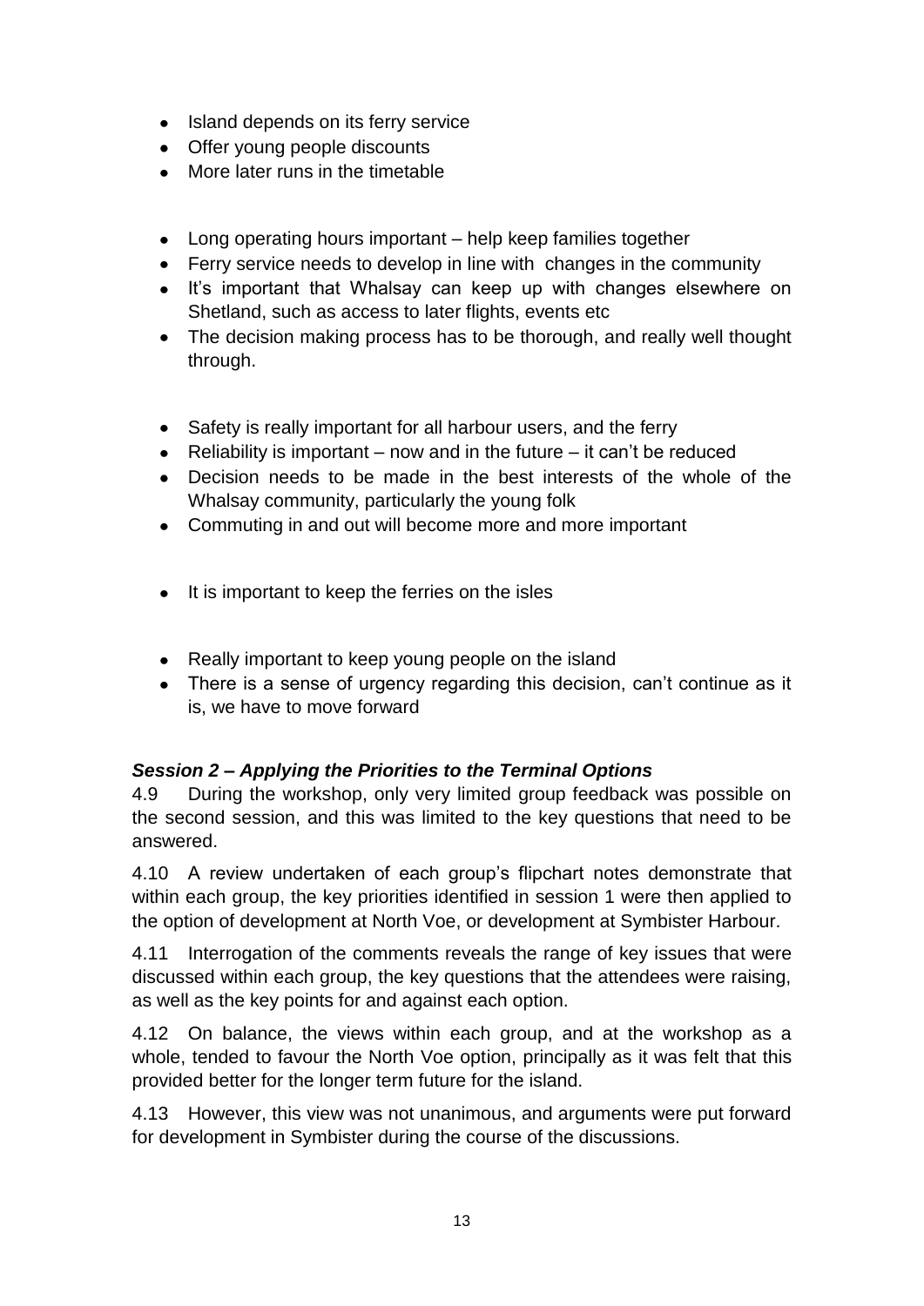- Island depends on its ferry service
- Offer young people discounts
- More later runs in the timetable

- Long operating hours important – help keep families together
- Ferry service needs to develop in line with changes in the community
- It's important that Whalsay can keep up with changes elsewhere on Shetland, such as access to later flights, events etc
- The decision making process has to be thorough, and really well thought through.

- Safety is really important for all harbour users, and the ferry
- Reliability is important – now and in the future – it can't be reduced
- Decision needs to be made in the best interests of the whole of the Whalsay community, particularly the young folk
- Commuting in and out will become more and more important

- It is important to keep the ferries on the isles

- Really important to keep young people on the island
- There is a sense of urgency regarding this decision, can't continue as it is, we have to move forward

***Session 2 – Applying the Priorities to the Terminal Options***

4.9 During the workshop, only very limited group feedback was possible on the second session, and this was limited to the key questions that need to be answered.

4.10 A review undertaken of each group's flipchart notes demonstrate that within each group, the key priorities identified in session 1 were then applied to the option of development at North Voe, or development at Symbister Harbour.

4.11 Interrogation of the comments reveals the range of key issues that were discussed within each group, the key questions that the attendees were raising, as well as the key points for and against each option.

4.12 On balance, the views within each group, and at the workshop as a whole, tended to favour the North Voe option, principally as it was felt that this provided better for the longer term future for the island.

4.13 However, this view was not unanimous, and arguments were put forward for development in Symbister during the course of the discussions.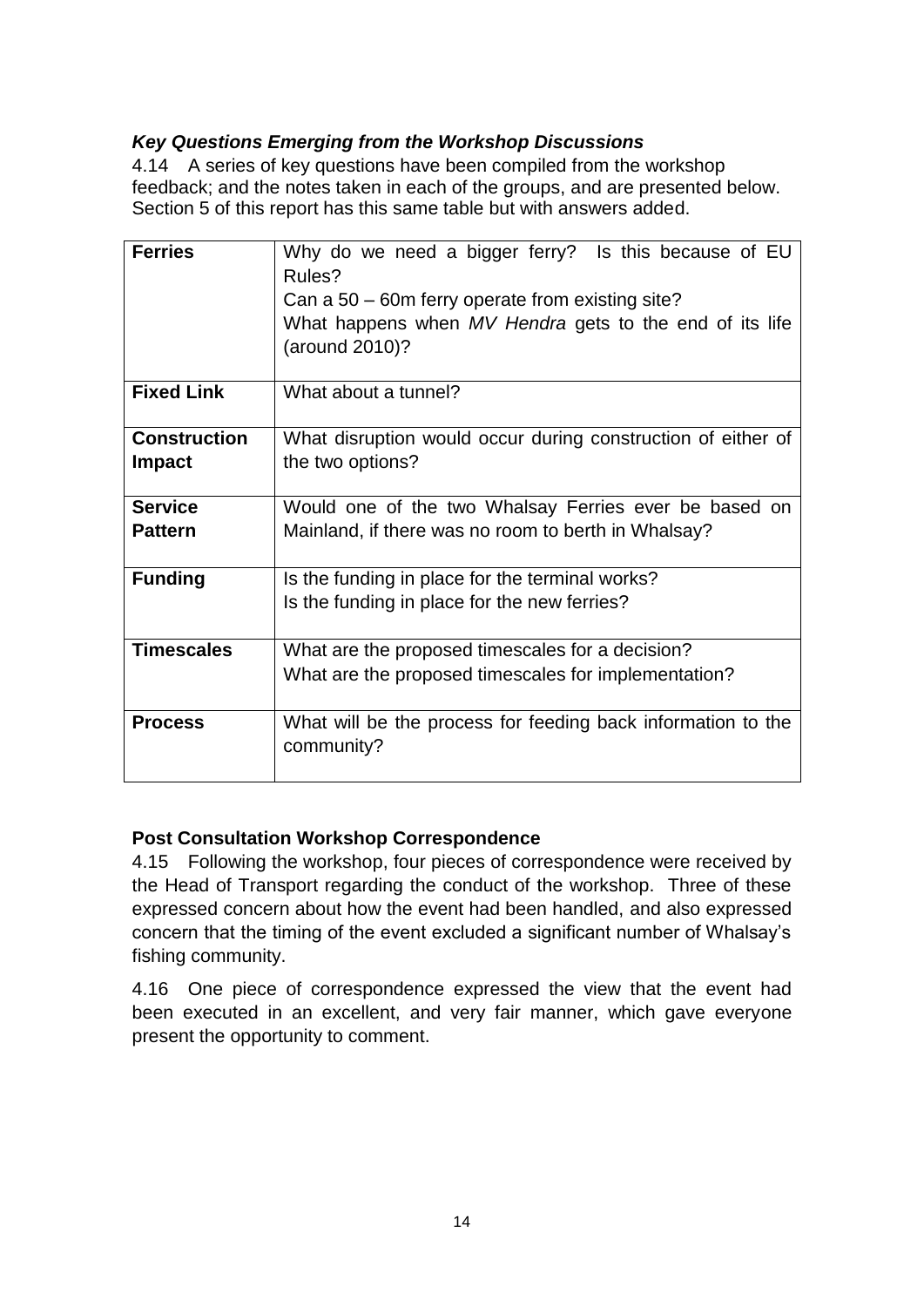### *Key Questions Emerging from the Workshop Discussions*

4.14 A series of key questions have been compiled from the workshop feedback; and the notes taken in each of the groups, and are presented below. Section 5 of this report has this same table but with answers added.

| | |
|---|---|
| **Ferries** | Why do we need a bigger ferry? Is this because of EU Rules?<br>Can a 50 – 60m ferry operate from existing site?<br>What happens when *MV Hendra* gets to the end of its life (around 2010)? |
| **Fixed Link** | What about a tunnel? |
| **Construction Impact** | What disruption would occur during construction of either of the two options? |
| **Service Pattern** | Would one of the two Whalsay Ferries ever be based on Mainland, if there was no room to berth in Whalsay? |
| **Funding** | Is the funding in place for the terminal works?<br>Is the funding in place for the new ferries? |
| **Timescales** | What are the proposed timescales for a decision?<br>What are the proposed timescales for implementation? |
| **Process** | What will be the process for feeding back information to the community? |

### **Post Consultation Workshop Correspondence**

4.15 Following the workshop, four pieces of correspondence were received by the Head of Transport regarding the conduct of the workshop. Three of these expressed concern about how the event had been handled, and also expressed concern that the timing of the event excluded a significant number of Whalsay's fishing community.

4.16 One piece of correspondence expressed the view that the event had been executed in an excellent, and very fair manner, which gave everyone present the opportunity to comment.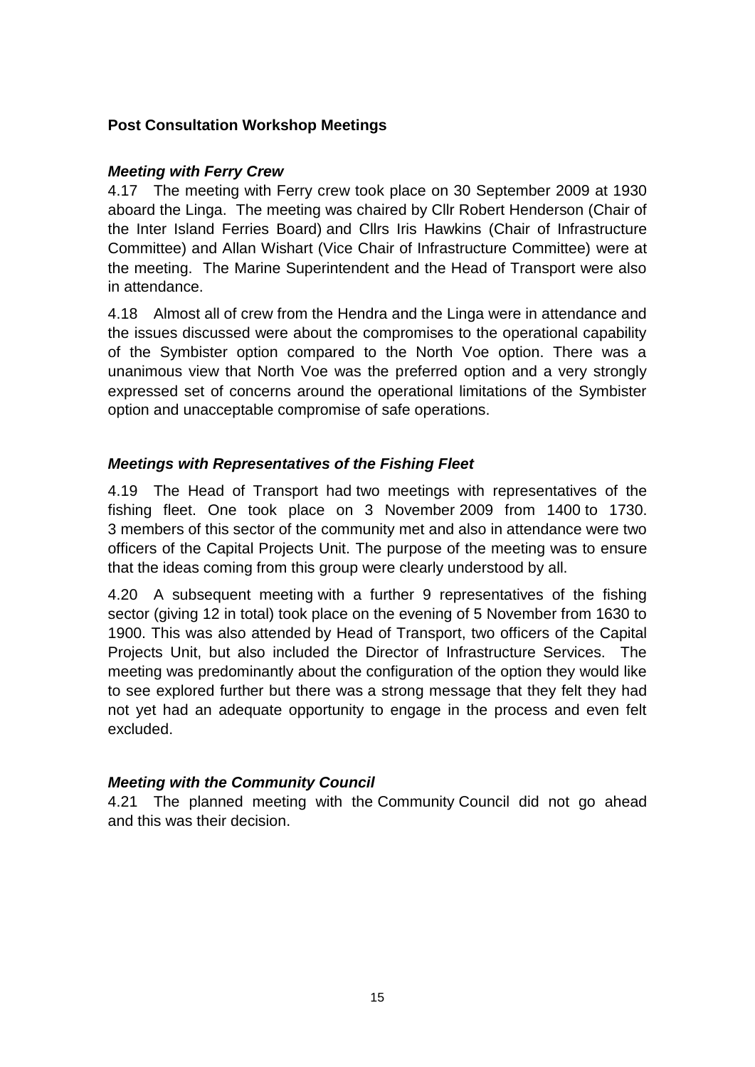**Post Consultation Workshop Meetings**

***Meeting with Ferry Crew***

4.17 The meeting with Ferry crew took place on 30 September 2009 at 1930 aboard the Linga. The meeting was chaired by Cllr Robert Henderson (Chair of the Inter Island Ferries Board) and Cllrs Iris Hawkins (Chair of Infrastructure Committee) and Allan Wishart (Vice Chair of Infrastructure Committee) were at the meeting. The Marine Superintendent and the Head of Transport were also in attendance.

4.18 Almost all of crew from the Hendra and the Linga were in attendance and the issues discussed were about the compromises to the operational capability of the Symbister option compared to the North Voe option. There was a unanimous view that North Voe was the preferred option and a very strongly expressed set of concerns around the operational limitations of the Symbister option and unacceptable compromise of safe operations.

***Meetings with Representatives of the Fishing Fleet***

4.19 The Head of Transport had two meetings with representatives of the fishing fleet. One took place on 3 November 2009 from 1400 to 1730. 3 members of this sector of the community met and also in attendance were two officers of the Capital Projects Unit. The purpose of the meeting was to ensure that the ideas coming from this group were clearly understood by all.

4.20 A subsequent meeting with a further 9 representatives of the fishing sector (giving 12 in total) took place on the evening of 5 November from 1630 to 1900. This was also attended by Head of Transport, two officers of the Capital Projects Unit, but also included the Director of Infrastructure Services. The meeting was predominantly about the configuration of the option they would like to see explored further but there was a strong message that they felt they had not yet had an adequate opportunity to engage in the process and even felt excluded.

***Meeting with the Community Council***

4.21 The planned meeting with the Community Council did not go ahead and this was their decision.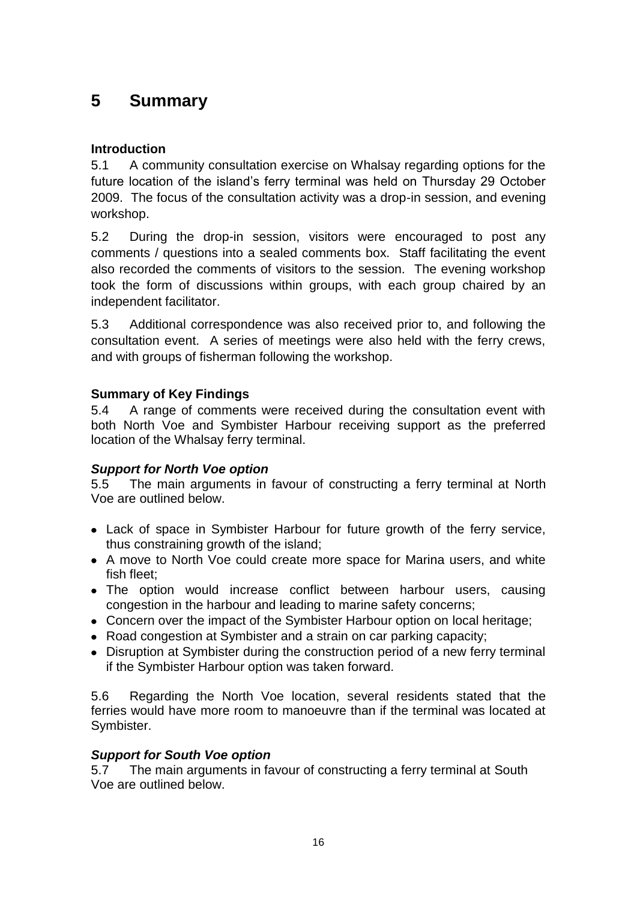# 5 Summary

**Introduction**

5.1 A community consultation exercise on Whalsay regarding options for the future location of the island's ferry terminal was held on Thursday 29 October 2009. The focus of the consultation activity was a drop-in session, and evening workshop.

5.2 During the drop-in session, visitors were encouraged to post any comments / questions into a sealed comments box. Staff facilitating the event also recorded the comments of visitors to the session. The evening workshop took the form of discussions within groups, with each group chaired by an independent facilitator.

5.3 Additional correspondence was also received prior to, and following the consultation event. A series of meetings were also held with the ferry crews, and with groups of fisherman following the workshop.

**Summary of Key Findings**

5.4 A range of comments were received during the consultation event with both North Voe and Symbister Harbour receiving support as the preferred location of the Whalsay ferry terminal.

***Support for North Voe option***

5.5 The main arguments in favour of constructing a ferry terminal at North Voe are outlined below.

- Lack of space in Symbister Harbour for future growth of the ferry service, thus constraining growth of the island;
- A move to North Voe could create more space for Marina users, and white fish fleet;
- The option would increase conflict between harbour users, causing congestion in the harbour and leading to marine safety concerns;
- Concern over the impact of the Symbister Harbour option on local heritage;
- Road congestion at Symbister and a strain on car parking capacity;
- Disruption at Symbister during the construction period of a new ferry terminal if the Symbister Harbour option was taken forward.

5.6 Regarding the North Voe location, several residents stated that the ferries would have more room to manoeuvre than if the terminal was located at Symbister.

***Support for South Voe option***

5.7 The main arguments in favour of constructing a ferry terminal at South Voe are outlined below.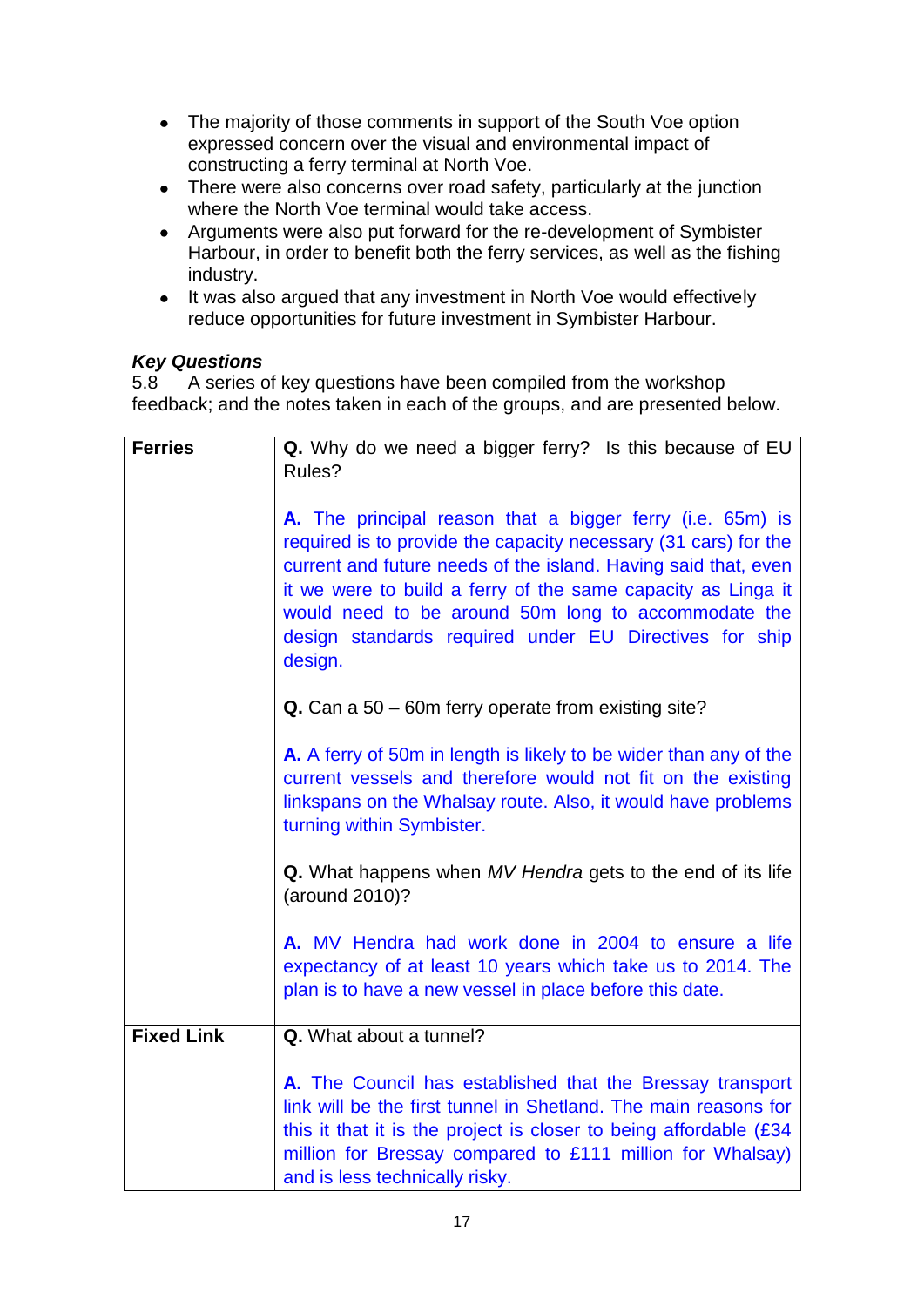- The majority of those comments in support of the South Voe option expressed concern over the visual and environmental impact of constructing a ferry terminal at North Voe.
- There were also concerns over road safety, particularly at the junction where the North Voe terminal would take access.
- Arguments were also put forward for the re-development of Symbister Harbour, in order to benefit both the ferry services, as well as the fishing industry.
- It was also argued that any investment in North Voe would effectively reduce opportunities for future investment in Symbister Harbour.

***Key Questions***

5.8 A series of key questions have been compiled from the workshop feedback; and the notes taken in each of the groups, and are presented below.

| | |
|---|---|
| **Ferries** | **Q.** Why do we need a bigger ferry? Is this because of EU Rules?<br><br>**A.** The principal reason that a bigger ferry (i.e. 65m) is required is to provide the capacity necessary (31 cars) for the current and future needs of the island. Having said that, even it we were to build a ferry of the same capacity as Linga it would need to be around 50m long to accommodate the design standards required under EU Directives for ship design.<br><br>**Q.** Can a 50 – 60m ferry operate from existing site?<br><br>**A.** A ferry of 50m in length is likely to be wider than any of the current vessels and therefore would not fit on the existing linkspans on the Whalsay route. Also, it would have problems turning within Symbister.<br><br>**Q.** What happens when *MV Hendra* gets to the end of its life (around 2010)?<br><br>**A.** MV Hendra had work done in 2004 to ensure a life expectancy of at least 10 years which take us to 2014. The plan is to have a new vessel in place before this date. |
| **Fixed Link** | **Q.** What about a tunnel?<br><br>**A.** The Council has established that the Bressay transport link will be the first tunnel in Shetland. The main reasons for this it that it is the project is closer to being affordable (£34 million for Bressay compared to £111 million for Whalsay) and is less technically risky. |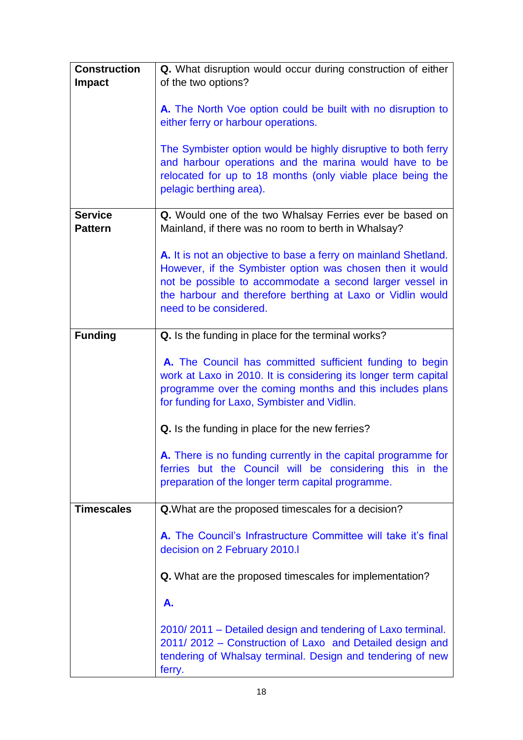| | |
|---|---|
| **Construction Impact** | **Q.** What disruption would occur during construction of either of the two options?<br><br>**A.** The North Voe option could be built with no disruption to either ferry or harbour operations.<br><br>The Symbister option would be highly disruptive to both ferry and harbour operations and the marina would have to be relocated for up to 18 months (only viable place being the pelagic berthing area). |
| **Service Pattern** | **Q.** Would one of the two Whalsay Ferries ever be based on Mainland, if there was no room to berth in Whalsay?<br><br>**A.** It is not an objective to base a ferry on mainland Shetland. However, if the Symbister option was chosen then it would not be possible to accommodate a second larger vessel in the harbour and therefore berthing at Laxo or Vidlin would need to be considered. |
| **Funding** | **Q.** Is the funding in place for the terminal works?<br><br>**A.** The Council has committed sufficient funding to begin work at Laxo in 2010. It is considering its longer term capital programme over the coming months and this includes plans for funding for Laxo, Symbister and Vidlin.<br><br>**Q.** Is the funding in place for the new ferries?<br><br>**A.** There is no funding currently in the capital programme for ferries but the Council will be considering this in the preparation of the longer term capital programme. |
| **Timescales** | **Q.**What are the proposed timescales for a decision?<br><br>**A.** The Council's Infrastructure Committee will take it's final decision on 2 February 2010.l<br><br>**Q.** What are the proposed timescales for implementation?<br><br>**A.**<br><br>2010/ 2011 – Detailed design and tendering of Laxo terminal.<br>2011/ 2012 – Construction of Laxo and Detailed design and tendering of Whalsay terminal. Design and tendering of new ferry. |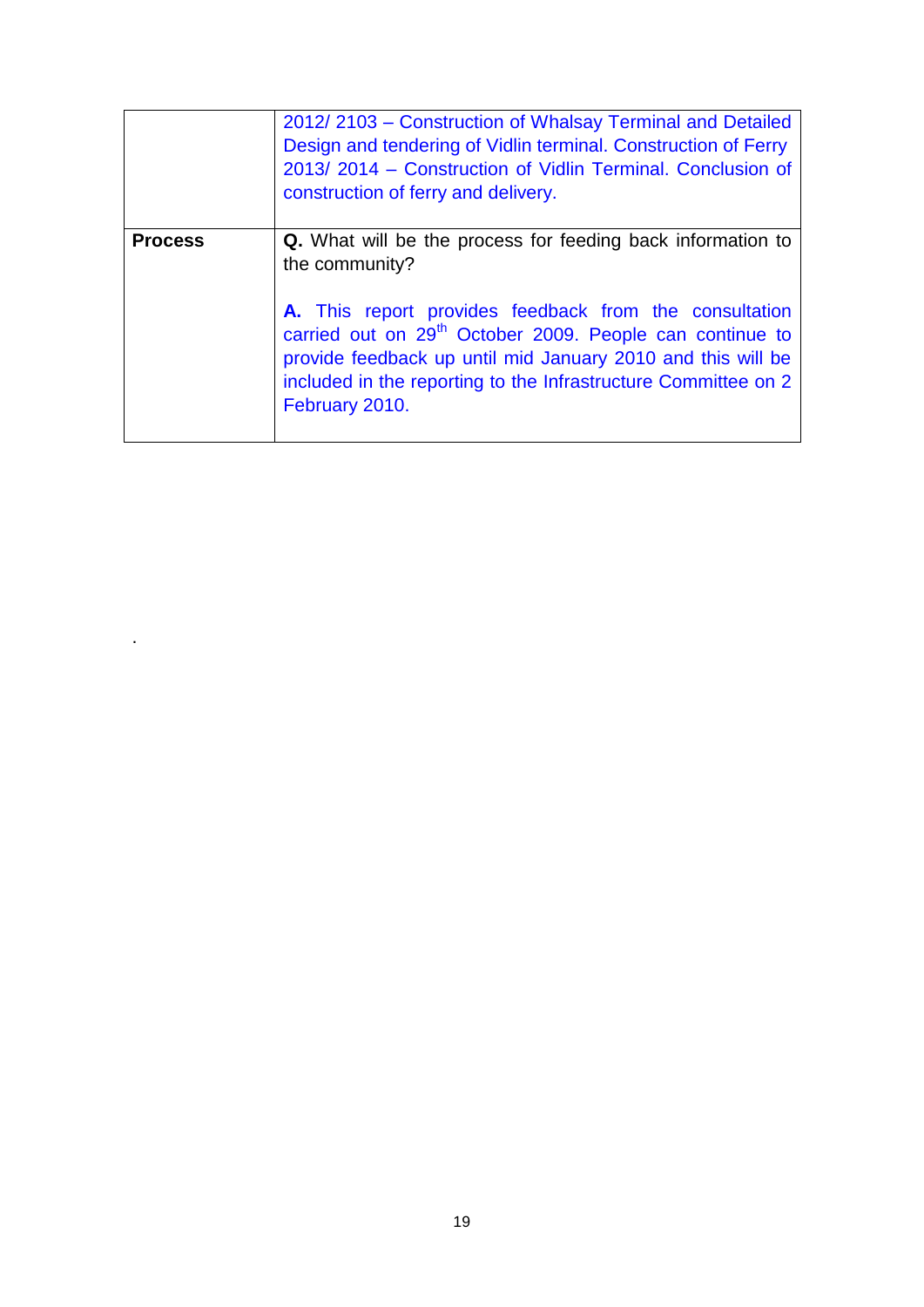| | |
|---|---|
| | 2012/ 2103 – Construction of Whalsay Terminal and Detailed Design and tendering of Vidlin terminal. Construction of Ferry<br>2013/ 2014 – Construction of Vidlin Terminal. Conclusion of construction of ferry and delivery. |
| **Process** | **Q.** What will be the process for feeding back information to the community?<br><br>**A.** This report provides feedback from the consultation carried out on 29th October 2009. People can continue to provide feedback up until mid January 2010 and this will be included in the reporting to the Infrastructure Committee on 2 February 2010. |

.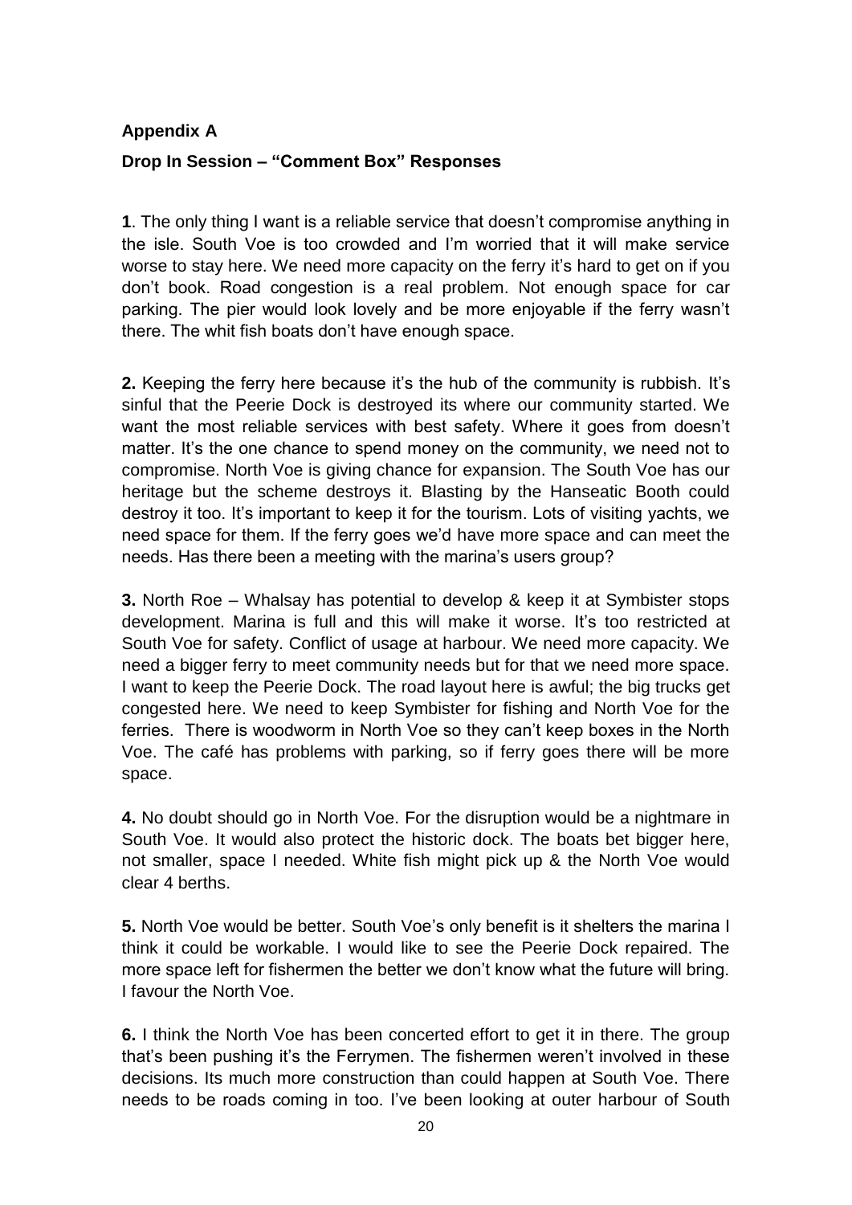**Appendix A**

**Drop In Session – "Comment Box" Responses**

**1**. The only thing I want is a reliable service that doesn't compromise anything in the isle. South Voe is too crowded and I'm worried that it will make service worse to stay here. We need more capacity on the ferry it's hard to get on if you don't book. Road congestion is a real problem. Not enough space for car parking. The pier would look lovely and be more enjoyable if the ferry wasn't there. The whit fish boats don't have enough space.

**2.** Keeping the ferry here because it's the hub of the community is rubbish. It's sinful that the Peerie Dock is destroyed its where our community started. We want the most reliable services with best safety. Where it goes from doesn't matter. It's the one chance to spend money on the community, we need not to compromise. North Voe is giving chance for expansion. The South Voe has our heritage but the scheme destroys it. Blasting by the Hanseatic Booth could destroy it too. It's important to keep it for the tourism. Lots of visiting yachts, we need space for them. If the ferry goes we'd have more space and can meet the needs. Has there been a meeting with the marina's users group?

**3.** North Roe – Whalsay has potential to develop & keep it at Symbister stops development. Marina is full and this will make it worse. It's too restricted at South Voe for safety. Conflict of usage at harbour. We need more capacity. We need a bigger ferry to meet community needs but for that we need more space. I want to keep the Peerie Dock. The road layout here is awful; the big trucks get congested here. We need to keep Symbister for fishing and North Voe for the ferries. There is woodworm in North Voe so they can't keep boxes in the North Voe. The café has problems with parking, so if ferry goes there will be more space.

**4.** No doubt should go in North Voe. For the disruption would be a nightmare in South Voe. It would also protect the historic dock. The boats bet bigger here, not smaller, space I needed. White fish might pick up & the North Voe would clear 4 berths.

**5.** North Voe would be better. South Voe's only benefit is it shelters the marina I think it could be workable. I would like to see the Peerie Dock repaired. The more space left for fishermen the better we don't know what the future will bring. I favour the North Voe.

**6.** I think the North Voe has been concerted effort to get it in there. The group that's been pushing it's the Ferrymen. The fishermen weren't involved in these decisions. Its much more construction than could happen at South Voe. There needs to be roads coming in too. I've been looking at outer harbour of South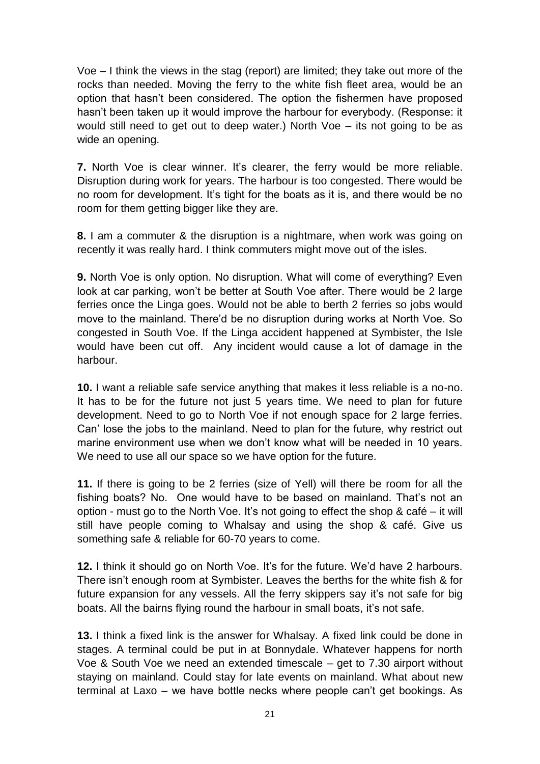Voe – I think the views in the stag (report) are limited; they take out more of the rocks than needed. Moving the ferry to the white fish fleet area, would be an option that hasn't been considered. The option the fishermen have proposed hasn't been taken up it would improve the harbour for everybody. (Response: it would still need to get out to deep water.) North Voe – its not going to be as wide an opening.

**7.** North Voe is clear winner. It's clearer, the ferry would be more reliable. Disruption during work for years. The harbour is too congested. There would be no room for development. It's tight for the boats as it is, and there would be no room for them getting bigger like they are.

**8.** I am a commuter & the disruption is a nightmare, when work was going on recently it was really hard. I think commuters might move out of the isles.

**9.** North Voe is only option. No disruption. What will come of everything? Even look at car parking, won't be better at South Voe after. There would be 2 large ferries once the Linga goes. Would not be able to berth 2 ferries so jobs would move to the mainland. There'd be no disruption during works at North Voe. So congested in South Voe. If the Linga accident happened at Symbister, the Isle would have been cut off. Any incident would cause a lot of damage in the harbour.

**10.** I want a reliable safe service anything that makes it less reliable is a no-no. It has to be for the future not just 5 years time. We need to plan for future development. Need to go to North Voe if not enough space for 2 large ferries. Can' lose the jobs to the mainland. Need to plan for the future, why restrict out marine environment use when we don't know what will be needed in 10 years. We need to use all our space so we have option for the future.

**11.** If there is going to be 2 ferries (size of Yell) will there be room for all the fishing boats? No. One would have to be based on mainland. That's not an option - must go to the North Voe. It's not going to effect the shop & café – it will still have people coming to Whalsay and using the shop & café. Give us something safe & reliable for 60-70 years to come.

**12.** I think it should go on North Voe. It's for the future. We'd have 2 harbours. There isn't enough room at Symbister. Leaves the berths for the white fish & for future expansion for any vessels. All the ferry skippers say it's not safe for big boats. All the bairns flying round the harbour in small boats, it's not safe.

**13.** I think a fixed link is the answer for Whalsay. A fixed link could be done in stages. A terminal could be put in at Bonnydale. Whatever happens for north Voe & South Voe we need an extended timescale – get to 7.30 airport without staying on mainland. Could stay for late events on mainland. What about new terminal at Laxo – we have bottle necks where people can't get bookings. As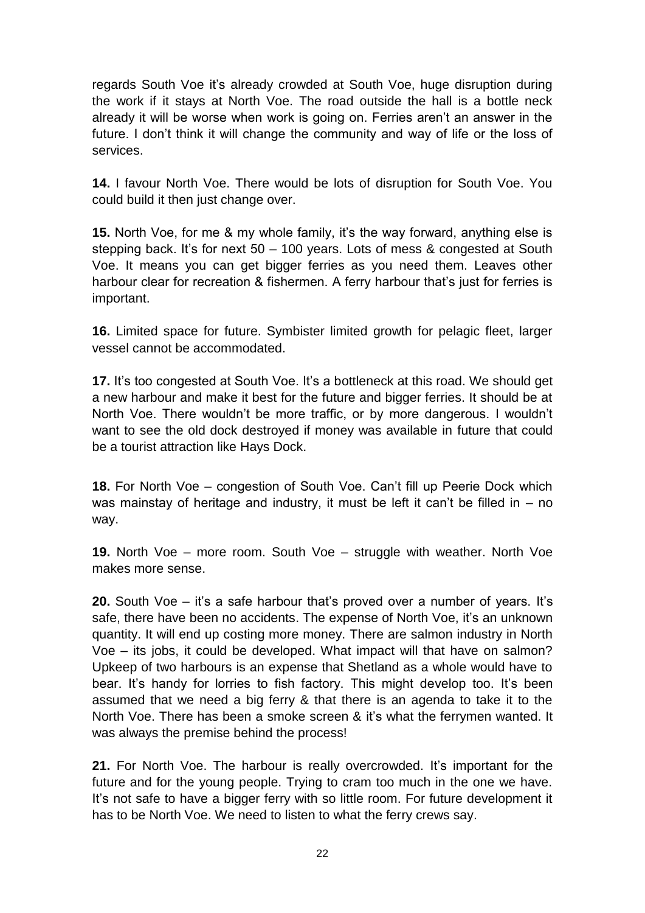regards South Voe it’s already crowded at South Voe, huge disruption during the work if it stays at North Voe. The road outside the hall is a bottle neck already it will be worse when work is going on. Ferries aren’t an answer in the future. I don’t think it will change the community and way of life or the loss of services.

**14.** I favour North Voe. There would be lots of disruption for South Voe. You could build it then just change over.

**15.** North Voe, for me & my whole family, it’s the way forward, anything else is stepping back. It’s for next 50 – 100 years. Lots of mess & congested at South Voe. It means you can get bigger ferries as you need them. Leaves other harbour clear for recreation & fishermen. A ferry harbour that’s just for ferries is important.

**16.** Limited space for future. Symbister limited growth for pelagic fleet, larger vessel cannot be accommodated.

**17.** It’s too congested at South Voe. It’s a bottleneck at this road. We should get a new harbour and make it best for the future and bigger ferries. It should be at North Voe. There wouldn’t be more traffic, or by more dangerous. I wouldn’t want to see the old dock destroyed if money was available in future that could be a tourist attraction like Hays Dock.

**18.** For North Voe – congestion of South Voe. Can’t fill up Peerie Dock which was mainstay of heritage and industry, it must be left it can’t be filled in – no way.

**19.** North Voe – more room. South Voe – struggle with weather. North Voe makes more sense.

**20.** South Voe – it’s a safe harbour that’s proved over a number of years. It’s safe, there have been no accidents. The expense of North Voe, it’s an unknown quantity. It will end up costing more money. There are salmon industry in North Voe – its jobs, it could be developed. What impact will that have on salmon? Upkeep of two harbours is an expense that Shetland as a whole would have to bear. It’s handy for lorries to fish factory. This might develop too. It’s been assumed that we need a big ferry & that there is an agenda to take it to the North Voe. There has been a smoke screen & it’s what the ferrymen wanted. It was always the premise behind the process!

**21.** For North Voe. The harbour is really overcrowded. It’s important for the future and for the young people. Trying to cram too much in the one we have. It’s not safe to have a bigger ferry with so little room. For future development it has to be North Voe. We need to listen to what the ferry crews say.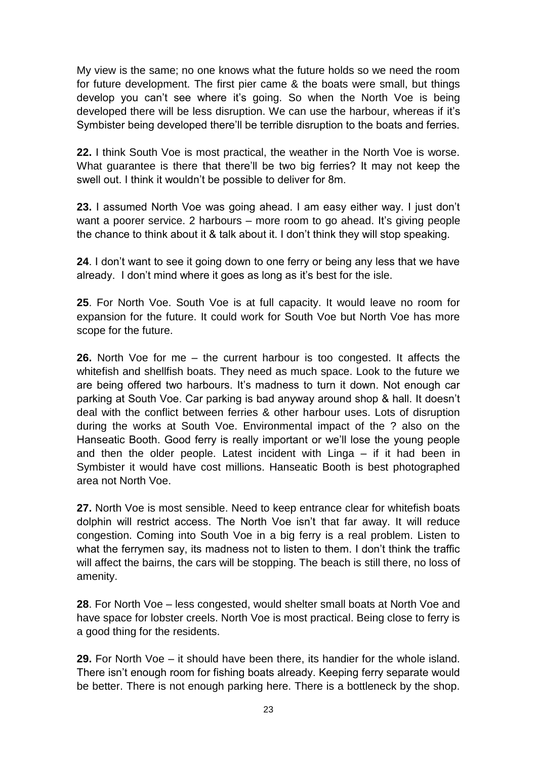My view is the same; no one knows what the future holds so we need the room for future development. The first pier came & the boats were small, but things develop you can't see where it's going. So when the North Voe is being developed there will be less disruption. We can use the harbour, whereas if it's Symbister being developed there'll be terrible disruption to the boats and ferries.

**22.** I think South Voe is most practical, the weather in the North Voe is worse. What guarantee is there that there'll be two big ferries? It may not keep the swell out. I think it wouldn't be possible to deliver for 8m.

**23.** I assumed North Voe was going ahead. I am easy either way. I just don't want a poorer service. 2 harbours – more room to go ahead. It's giving people the chance to think about it & talk about it. I don't think they will stop speaking.

**24**. I don't want to see it going down to one ferry or being any less that we have already. I don't mind where it goes as long as it's best for the isle.

**25**. For North Voe. South Voe is at full capacity. It would leave no room for expansion for the future. It could work for South Voe but North Voe has more scope for the future.

**26.** North Voe for me – the current harbour is too congested. It affects the whitefish and shellfish boats. They need as much space. Look to the future we are being offered two harbours. It's madness to turn it down. Not enough car parking at South Voe. Car parking is bad anyway around shop & hall. It doesn't deal with the conflict between ferries & other harbour uses. Lots of disruption during the works at South Voe. Environmental impact of the ? also on the Hanseatic Booth. Good ferry is really important or we'll lose the young people and then the older people. Latest incident with Linga – if it had been in Symbister it would have cost millions. Hanseatic Booth is best photographed area not North Voe.

**27.** North Voe is most sensible. Need to keep entrance clear for whitefish boats dolphin will restrict access. The North Voe isn't that far away. It will reduce congestion. Coming into South Voe in a big ferry is a real problem. Listen to what the ferrymen say, its madness not to listen to them. I don't think the traffic will affect the bairns, the cars will be stopping. The beach is still there, no loss of amenity.

**28**. For North Voe – less congested, would shelter small boats at North Voe and have space for lobster creels. North Voe is most practical. Being close to ferry is a good thing for the residents.

**29.** For North Voe – it should have been there, its handier for the whole island. There isn't enough room for fishing boats already. Keeping ferry separate would be better. There is not enough parking here. There is a bottleneck by the shop.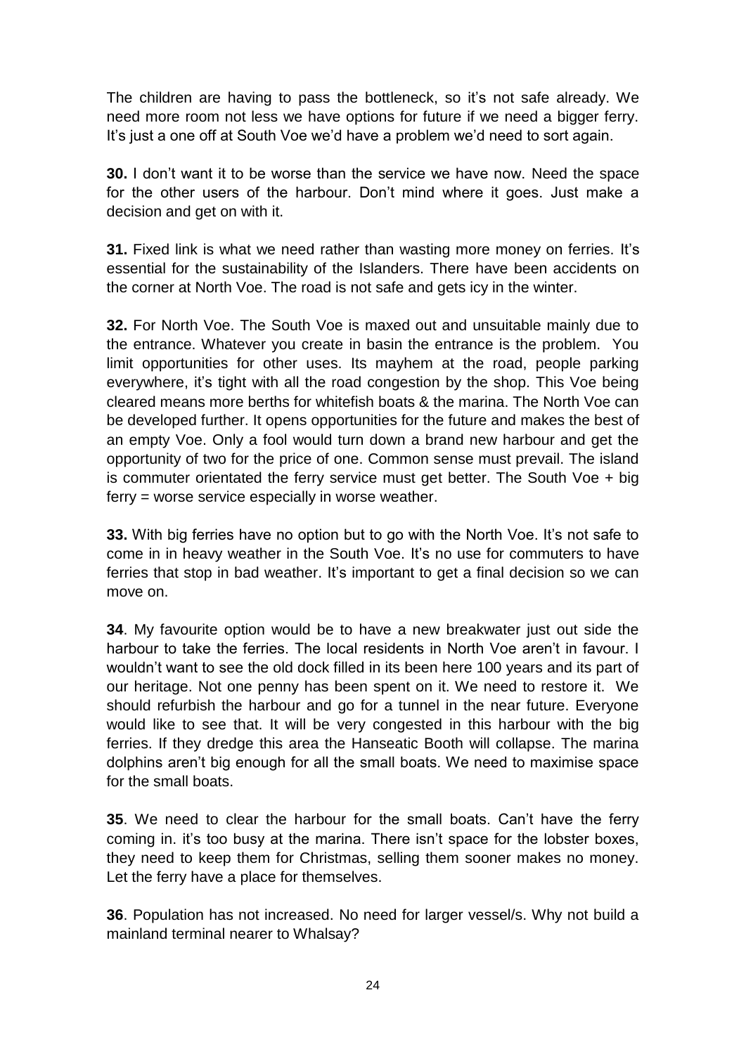The children are having to pass the bottleneck, so it's not safe already. We need more room not less we have options for future if we need a bigger ferry. It's just a one off at South Voe we'd have a problem we'd need to sort again.

**30.** I don't want it to be worse than the service we have now. Need the space for the other users of the harbour. Don't mind where it goes. Just make a decision and get on with it.

**31.** Fixed link is what we need rather than wasting more money on ferries. It's essential for the sustainability of the Islanders. There have been accidents on the corner at North Voe. The road is not safe and gets icy in the winter.

**32.** For North Voe. The South Voe is maxed out and unsuitable mainly due to the entrance. Whatever you create in basin the entrance is the problem. You limit opportunities for other uses. Its mayhem at the road, people parking everywhere, it's tight with all the road congestion by the shop. This Voe being cleared means more berths for whitefish boats & the marina. The North Voe can be developed further. It opens opportunities for the future and makes the best of an empty Voe. Only a fool would turn down a brand new harbour and get the opportunity of two for the price of one. Common sense must prevail. The island is commuter orientated the ferry service must get better. The South Voe + big ferry = worse service especially in worse weather.

**33.** With big ferries have no option but to go with the North Voe. It's not safe to come in in heavy weather in the South Voe. It's no use for commuters to have ferries that stop in bad weather. It's important to get a final decision so we can move on.

**34**. My favourite option would be to have a new breakwater just out side the harbour to take the ferries. The local residents in North Voe aren't in favour. I wouldn't want to see the old dock filled in its been here 100 years and its part of our heritage. Not one penny has been spent on it. We need to restore it. We should refurbish the harbour and go for a tunnel in the near future. Everyone would like to see that. It will be very congested in this harbour with the big ferries. If they dredge this area the Hanseatic Booth will collapse. The marina dolphins aren't big enough for all the small boats. We need to maximise space for the small boats.

**35**. We need to clear the harbour for the small boats. Can't have the ferry coming in. it's too busy at the marina. There isn't space for the lobster boxes, they need to keep them for Christmas, selling them sooner makes no money. Let the ferry have a place for themselves.

**36**. Population has not increased. No need for larger vessel/s. Why not build a mainland terminal nearer to Whalsay?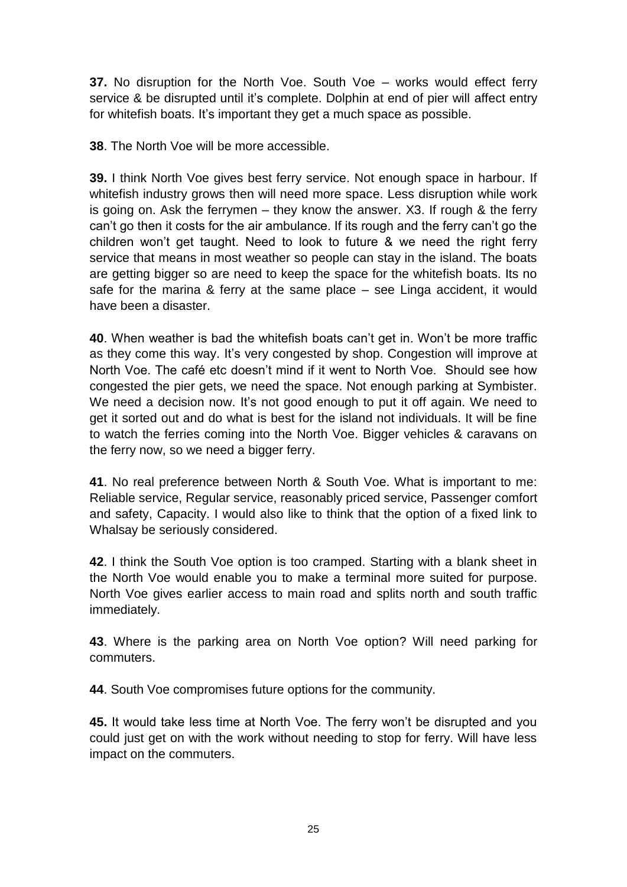**37.** No disruption for the North Voe. South Voe – works would effect ferry service & be disrupted until it's complete. Dolphin at end of pier will affect entry for whitefish boats. It's important they get a much space as possible.

**38**. The North Voe will be more accessible.

**39.** I think North Voe gives best ferry service. Not enough space in harbour. If whitefish industry grows then will need more space. Less disruption while work is going on. Ask the ferrymen – they know the answer. X3. If rough & the ferry can't go then it costs for the air ambulance. If its rough and the ferry can't go the children won't get taught. Need to look to future & we need the right ferry service that means in most weather so people can stay in the island. The boats are getting bigger so are need to keep the space for the whitefish boats. Its no safe for the marina & ferry at the same place – see Linga accident, it would have been a disaster.

**40**. When weather is bad the whitefish boats can't get in. Won't be more traffic as they come this way. It's very congested by shop. Congestion will improve at North Voe. The café etc doesn't mind if it went to North Voe. Should see how congested the pier gets, we need the space. Not enough parking at Symbister. We need a decision now. It's not good enough to put it off again. We need to get it sorted out and do what is best for the island not individuals. It will be fine to watch the ferries coming into the North Voe. Bigger vehicles & caravans on the ferry now, so we need a bigger ferry.

**41**. No real preference between North & South Voe. What is important to me: Reliable service, Regular service, reasonably priced service, Passenger comfort and safety, Capacity. I would also like to think that the option of a fixed link to Whalsay be seriously considered.

**42**. I think the South Voe option is too cramped. Starting with a blank sheet in the North Voe would enable you to make a terminal more suited for purpose. North Voe gives earlier access to main road and splits north and south traffic immediately.

**43**. Where is the parking area on North Voe option? Will need parking for commuters.

**44**. South Voe compromises future options for the community.

**45.** It would take less time at North Voe. The ferry won't be disrupted and you could just get on with the work without needing to stop for ferry. Will have less impact on the commuters.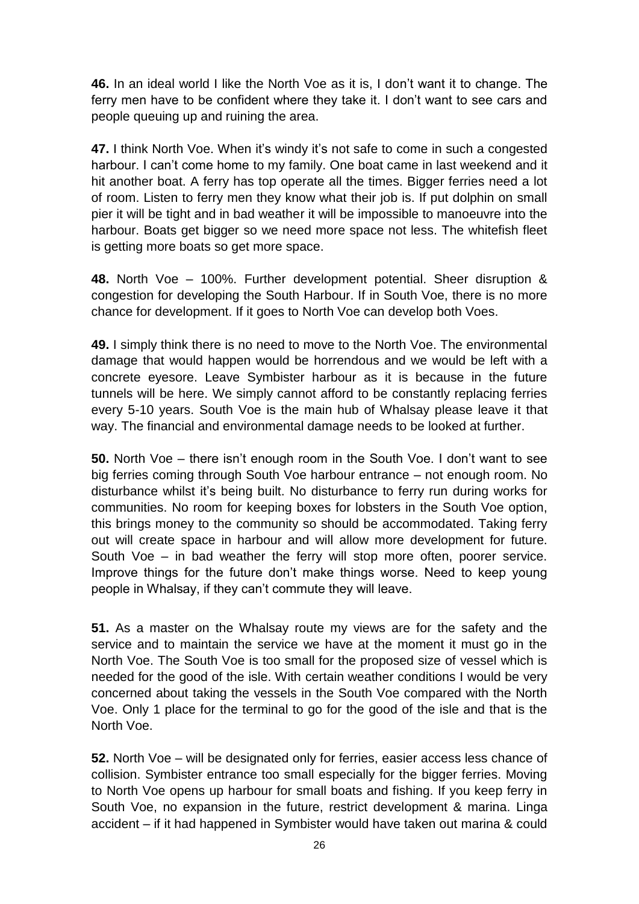**46.** In an ideal world I like the North Voe as it is, I don't want it to change. The ferry men have to be confident where they take it. I don't want to see cars and people queuing up and ruining the area.

**47.** I think North Voe. When it's windy it's not safe to come in such a congested harbour. I can't come home to my family. One boat came in last weekend and it hit another boat. A ferry has top operate all the times. Bigger ferries need a lot of room. Listen to ferry men they know what their job is. If put dolphin on small pier it will be tight and in bad weather it will be impossible to manoeuvre into the harbour. Boats get bigger so we need more space not less. The whitefish fleet is getting more boats so get more space.

**48.** North Voe – 100%. Further development potential. Sheer disruption & congestion for developing the South Harbour. If in South Voe, there is no more chance for development. If it goes to North Voe can develop both Voes.

**49.** I simply think there is no need to move to the North Voe. The environmental damage that would happen would be horrendous and we would be left with a concrete eyesore. Leave Symbister harbour as it is because in the future tunnels will be here. We simply cannot afford to be constantly replacing ferries every 5-10 years. South Voe is the main hub of Whalsay please leave it that way. The financial and environmental damage needs to be looked at further.

**50.** North Voe – there isn't enough room in the South Voe. I don't want to see big ferries coming through South Voe harbour entrance – not enough room. No disturbance whilst it's being built. No disturbance to ferry run during works for communities. No room for keeping boxes for lobsters in the South Voe option, this brings money to the community so should be accommodated. Taking ferry out will create space in harbour and will allow more development for future. South Voe – in bad weather the ferry will stop more often, poorer service. Improve things for the future don't make things worse. Need to keep young people in Whalsay, if they can't commute they will leave.

**51.** As a master on the Whalsay route my views are for the safety and the service and to maintain the service we have at the moment it must go in the North Voe. The South Voe is too small for the proposed size of vessel which is needed for the good of the isle. With certain weather conditions I would be very concerned about taking the vessels in the South Voe compared with the North Voe. Only 1 place for the terminal to go for the good of the isle and that is the North Voe.

**52.** North Voe – will be designated only for ferries, easier access less chance of collision. Symbister entrance too small especially for the bigger ferries. Moving to North Voe opens up harbour for small boats and fishing. If you keep ferry in South Voe, no expansion in the future, restrict development & marina. Linga accident – if it had happened in Symbister would have taken out marina & could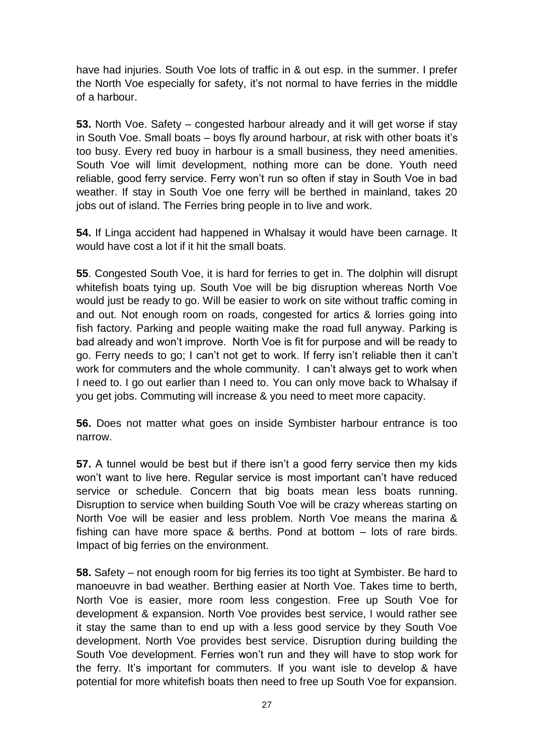have had injuries. South Voe lots of traffic in & out esp. in the summer. I prefer the North Voe especially for safety, it's not normal to have ferries in the middle of a harbour.

**53.** North Voe. Safety – congested harbour already and it will get worse if stay in South Voe. Small boats – boys fly around harbour, at risk with other boats it's too busy. Every red buoy in harbour is a small business, they need amenities. South Voe will limit development, nothing more can be done. Youth need reliable, good ferry service. Ferry won't run so often if stay in South Voe in bad weather. If stay in South Voe one ferry will be berthed in mainland, takes 20 jobs out of island. The Ferries bring people in to live and work.

**54.** If Linga accident had happened in Whalsay it would have been carnage. It would have cost a lot if it hit the small boats.

**55**. Congested South Voe, it is hard for ferries to get in. The dolphin will disrupt whitefish boats tying up. South Voe will be big disruption whereas North Voe would just be ready to go. Will be easier to work on site without traffic coming in and out. Not enough room on roads, congested for artics & lorries going into fish factory. Parking and people waiting make the road full anyway. Parking is bad already and won't improve. North Voe is fit for purpose and will be ready to go. Ferry needs to go; I can't not get to work. If ferry isn't reliable then it can't work for commuters and the whole community. I can't always get to work when I need to. I go out earlier than I need to. You can only move back to Whalsay if you get jobs. Commuting will increase & you need to meet more capacity.

**56.** Does not matter what goes on inside Symbister harbour entrance is too narrow.

**57.** A tunnel would be best but if there isn't a good ferry service then my kids won't want to live here. Regular service is most important can't have reduced service or schedule. Concern that big boats mean less boats running. Disruption to service when building South Voe will be crazy whereas starting on North Voe will be easier and less problem. North Voe means the marina & fishing can have more space & berths. Pond at bottom – lots of rare birds. Impact of big ferries on the environment.

**58.** Safety – not enough room for big ferries its too tight at Symbister. Be hard to manoeuvre in bad weather. Berthing easier at North Voe. Takes time to berth, North Voe is easier, more room less congestion. Free up South Voe for development & expansion. North Voe provides best service, I would rather see it stay the same than to end up with a less good service by they South Voe development. North Voe provides best service. Disruption during building the South Voe development. Ferries won't run and they will have to stop work for the ferry. It's important for commuters. If you want isle to develop & have potential for more whitefish boats then need to free up South Voe for expansion.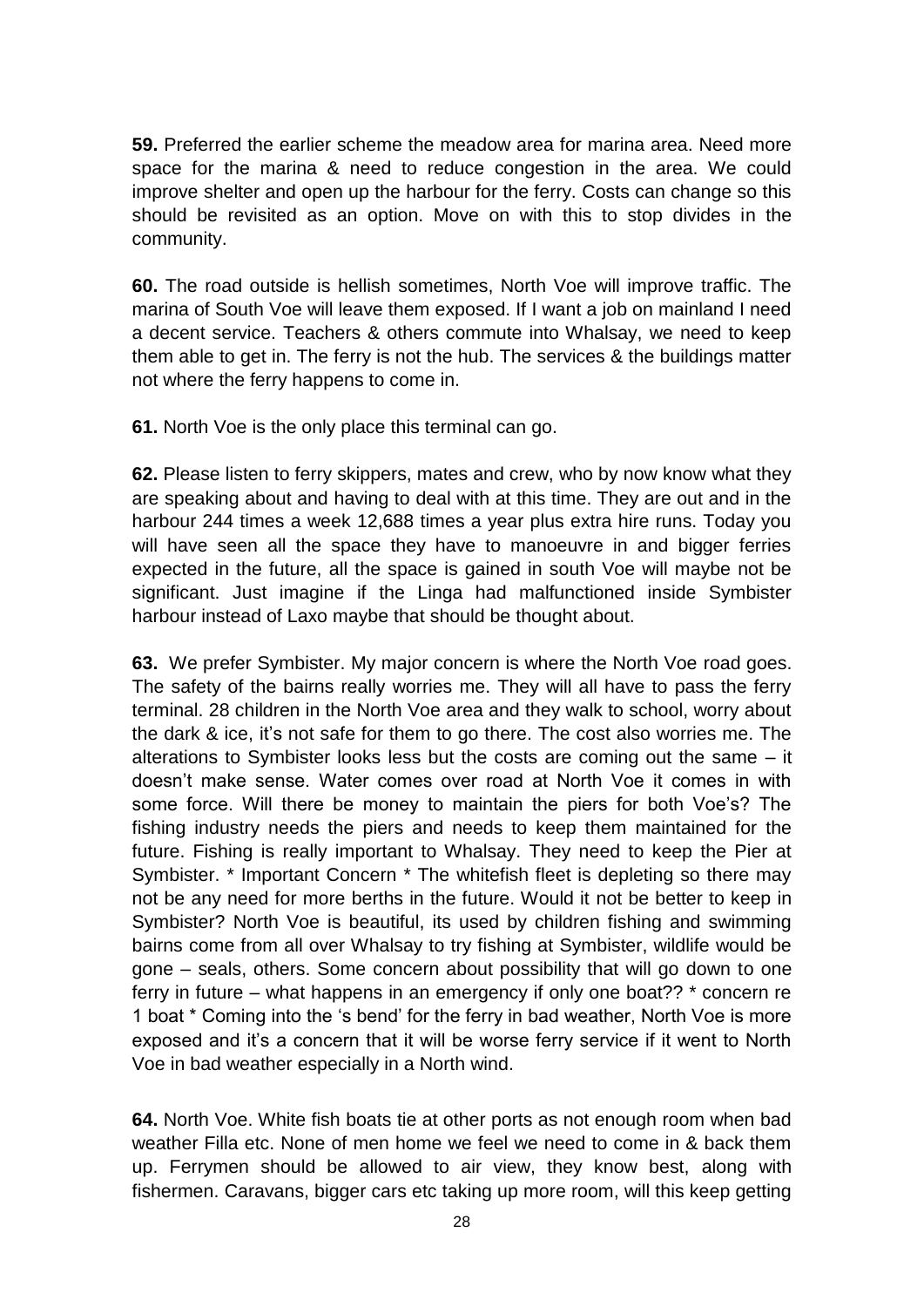**59.** Preferred the earlier scheme the meadow area for marina area. Need more space for the marina & need to reduce congestion in the area. We could improve shelter and open up the harbour for the ferry. Costs can change so this should be revisited as an option. Move on with this to stop divides in the community.

**60.** The road outside is hellish sometimes, North Voe will improve traffic. The marina of South Voe will leave them exposed. If I want a job on mainland I need a decent service. Teachers & others commute into Whalsay, we need to keep them able to get in. The ferry is not the hub. The services & the buildings matter not where the ferry happens to come in.

**61.** North Voe is the only place this terminal can go.

**62.** Please listen to ferry skippers, mates and crew, who by now know what they are speaking about and having to deal with at this time. They are out and in the harbour 244 times a week 12,688 times a year plus extra hire runs. Today you will have seen all the space they have to manoeuvre in and bigger ferries expected in the future, all the space is gained in south Voe will maybe not be significant. Just imagine if the Linga had malfunctioned inside Symbister harbour instead of Laxo maybe that should be thought about.

**63.** We prefer Symbister. My major concern is where the North Voe road goes. The safety of the bairns really worries me. They will all have to pass the ferry terminal. 28 children in the North Voe area and they walk to school, worry about the dark & ice, it's not safe for them to go there. The cost also worries me. The alterations to Symbister looks less but the costs are coming out the same – it doesn't make sense. Water comes over road at North Voe it comes in with some force. Will there be money to maintain the piers for both Voe's? The fishing industry needs the piers and needs to keep them maintained for the future. Fishing is really important to Whalsay. They need to keep the Pier at Symbister. * Important Concern * The whitefish fleet is depleting so there may not be any need for more berths in the future. Would it not be better to keep in Symbister? North Voe is beautiful, its used by children fishing and swimming bairns come from all over Whalsay to try fishing at Symbister, wildlife would be gone – seals, others. Some concern about possibility that will go down to one ferry in future – what happens in an emergency if only one boat?? * concern re 1 boat * Coming into the 's bend' for the ferry in bad weather, North Voe is more exposed and it's a concern that it will be worse ferry service if it went to North Voe in bad weather especially in a North wind.

**64.** North Voe. White fish boats tie at other ports as not enough room when bad weather Filla etc. None of men home we feel we need to come in & back them up. Ferrymen should be allowed to air view, they know best, along with fishermen. Caravans, bigger cars etc taking up more room, will this keep getting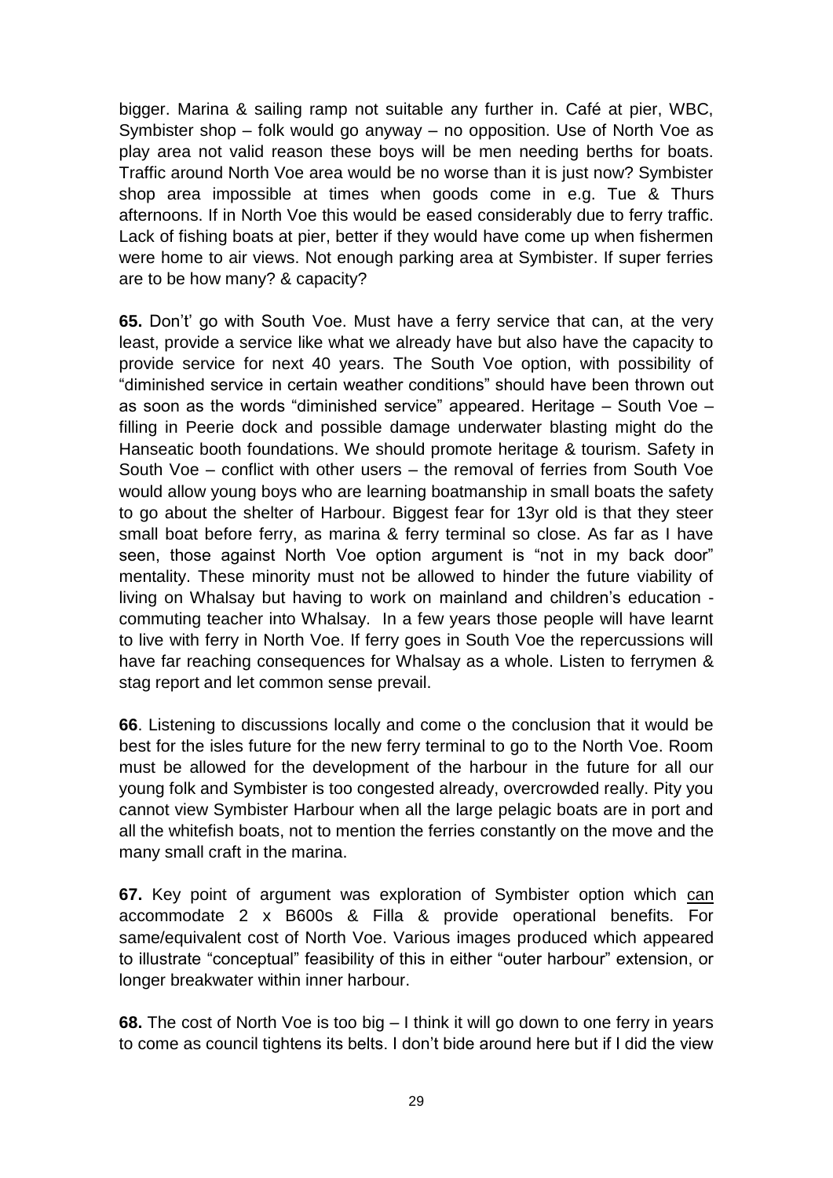bigger. Marina & sailing ramp not suitable any further in. Café at pier, WBC, Symbister shop – folk would go anyway – no opposition. Use of North Voe as play area not valid reason these boys will be men needing berths for boats. Traffic around North Voe area would be no worse than it is just now? Symbister shop area impossible at times when goods come in e.g. Tue & Thurs afternoons. If in North Voe this would be eased considerably due to ferry traffic. Lack of fishing boats at pier, better if they would have come up when fishermen were home to air views. Not enough parking area at Symbister. If super ferries are to be how many? & capacity?

**65.** Don't' go with South Voe. Must have a ferry service that can, at the very least, provide a service like what we already have but also have the capacity to provide service for next 40 years. The South Voe option, with possibility of "diminished service in certain weather conditions" should have been thrown out as soon as the words "diminished service" appeared. Heritage – South Voe – filling in Peerie dock and possible damage underwater blasting might do the Hanseatic booth foundations. We should promote heritage & tourism. Safety in South Voe – conflict with other users – the removal of ferries from South Voe would allow young boys who are learning boatmanship in small boats the safety to go about the shelter of Harbour. Biggest fear for 13yr old is that they steer small boat before ferry, as marina & ferry terminal so close. As far as I have seen, those against North Voe option argument is "not in my back door" mentality. These minority must not be allowed to hinder the future viability of living on Whalsay but having to work on mainland and children's education - commuting teacher into Whalsay. In a few years those people will have learnt to live with ferry in North Voe. If ferry goes in South Voe the repercussions will have far reaching consequences for Whalsay as a whole. Listen to ferrymen & stag report and let common sense prevail.

**66**. Listening to discussions locally and come o the conclusion that it would be best for the isles future for the new ferry terminal to go to the North Voe. Room must be allowed for the development of the harbour in the future for all our young folk and Symbister is too congested already, overcrowded really. Pity you cannot view Symbister Harbour when all the large pelagic boats are in port and all the whitefish boats, not to mention the ferries constantly on the move and the many small craft in the marina.

**67.** Key point of argument was exploration of Symbister option which <u>can</u> accommodate 2 x B600s & Filla & provide operational benefits. For same/equivalent cost of North Voe. Various images produced which appeared to illustrate "conceptual" feasibility of this in either "outer harbour" extension, or longer breakwater within inner harbour.

**68.** The cost of North Voe is too big – I think it will go down to one ferry in years to come as council tightens its belts. I don't bide around here but if I did the view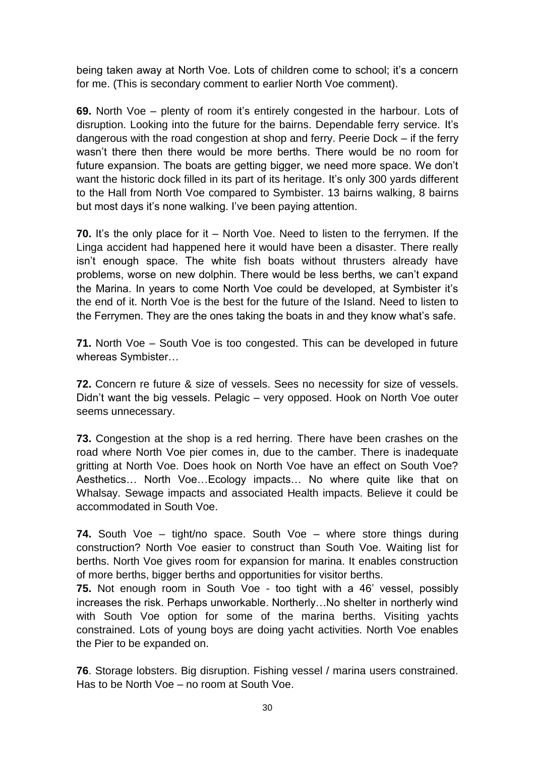being taken away at North Voe. Lots of children come to school; it's a concern for me. (This is secondary comment to earlier North Voe comment).

**69.** North Voe – plenty of room it's entirely congested in the harbour. Lots of disruption. Looking into the future for the bairns. Dependable ferry service. It's dangerous with the road congestion at shop and ferry. Peerie Dock – if the ferry wasn't there then there would be more berths. There would be no room for future expansion. The boats are getting bigger, we need more space. We don't want the historic dock filled in its part of its heritage. It's only 300 yards different to the Hall from North Voe compared to Symbister. 13 bairns walking, 8 bairns but most days it's none walking. I've been paying attention.

**70.** It's the only place for it – North Voe. Need to listen to the ferrymen. If the Linga accident had happened here it would have been a disaster. There really isn't enough space. The white fish boats without thrusters already have problems, worse on new dolphin. There would be less berths, we can't expand the Marina. In years to come North Voe could be developed, at Symbister it's the end of it. North Voe is the best for the future of the Island. Need to listen to the Ferrymen. They are the ones taking the boats in and they know what's safe.

**71.** North Voe – South Voe is too congested. This can be developed in future whereas Symbister…

**72.** Concern re future & size of vessels. Sees no necessity for size of vessels. Didn't want the big vessels. Pelagic – very opposed. Hook on North Voe outer seems unnecessary.

**73.** Congestion at the shop is a red herring. There have been crashes on the road where North Voe pier comes in, due to the camber. There is inadequate gritting at North Voe. Does hook on North Voe have an effect on South Voe? Aesthetics… North Voe…Ecology impacts… No where quite like that on Whalsay. Sewage impacts and associated Health impacts. Believe it could be accommodated in South Voe.

**74.** South Voe – tight/no space. South Voe – where store things during construction? North Voe easier to construct than South Voe. Waiting list for berths. North Voe gives room for expansion for marina. It enables construction of more berths, bigger berths and opportunities for visitor berths.

**75.** Not enough room in South Voe - too tight with a 46' vessel, possibly increases the risk. Perhaps unworkable. Northerly…No shelter in northerly wind with South Voe option for some of the marina berths. Visiting yachts constrained. Lots of young boys are doing yacht activities. North Voe enables the Pier to be expanded on.

**76**. Storage lobsters. Big disruption. Fishing vessel / marina users constrained. Has to be North Voe – no room at South Voe.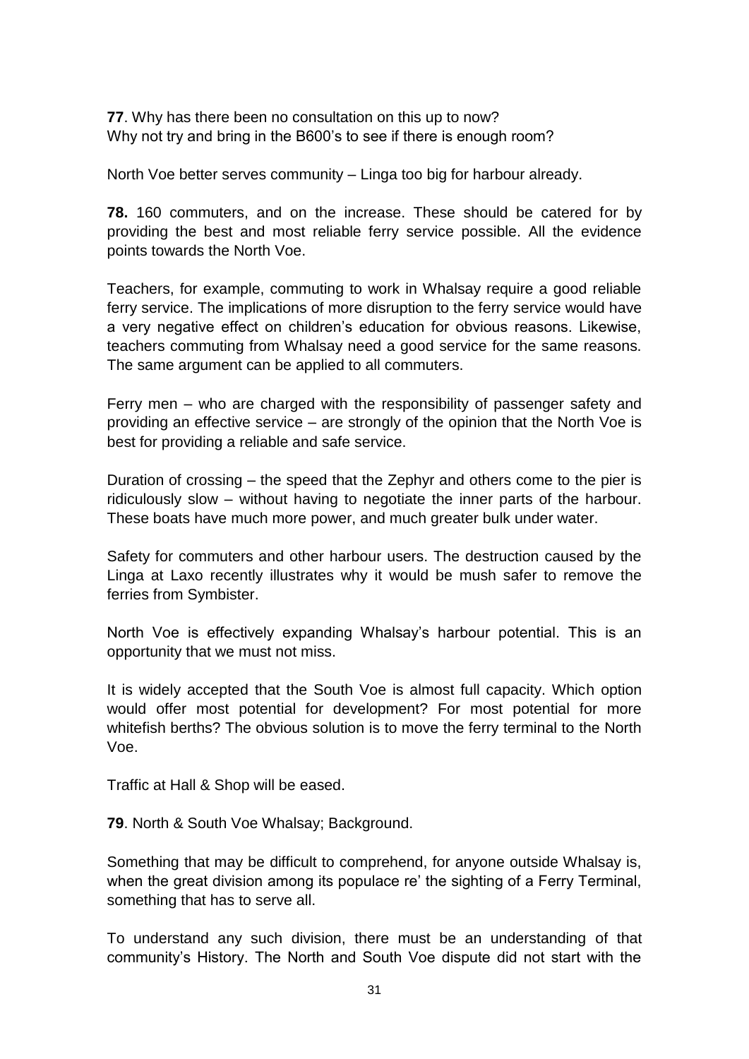**77**. Why has there been no consultation on this up to now?
Why not try and bring in the B600's to see if there is enough room?

North Voe better serves community – Linga too big for harbour already.

**78.** 160 commuters, and on the increase. These should be catered for by providing the best and most reliable ferry service possible. All the evidence points towards the North Voe.

Teachers, for example, commuting to work in Whalsay require a good reliable ferry service. The implications of more disruption to the ferry service would have a very negative effect on children's education for obvious reasons. Likewise, teachers commuting from Whalsay need a good service for the same reasons. The same argument can be applied to all commuters.

Ferry men – who are charged with the responsibility of passenger safety and providing an effective service – are strongly of the opinion that the North Voe is best for providing a reliable and safe service.

Duration of crossing – the speed that the Zephyr and others come to the pier is ridiculously slow – without having to negotiate the inner parts of the harbour. These boats have much more power, and much greater bulk under water.

Safety for commuters and other harbour users. The destruction caused by the Linga at Laxo recently illustrates why it would be mush safer to remove the ferries from Symbister.

North Voe is effectively expanding Whalsay's harbour potential. This is an opportunity that we must not miss.

It is widely accepted that the South Voe is almost full capacity. Which option would offer most potential for development? For most potential for more whitefish berths? The obvious solution is to move the ferry terminal to the North Voe.

Traffic at Hall & Shop will be eased.

**79**. North & South Voe Whalsay; Background.

Something that may be difficult to comprehend, for anyone outside Whalsay is, when the great division among its populace re' the sighting of a Ferry Terminal, something that has to serve all.

To understand any such division, there must be an understanding of that community's History. The North and South Voe dispute did not start with the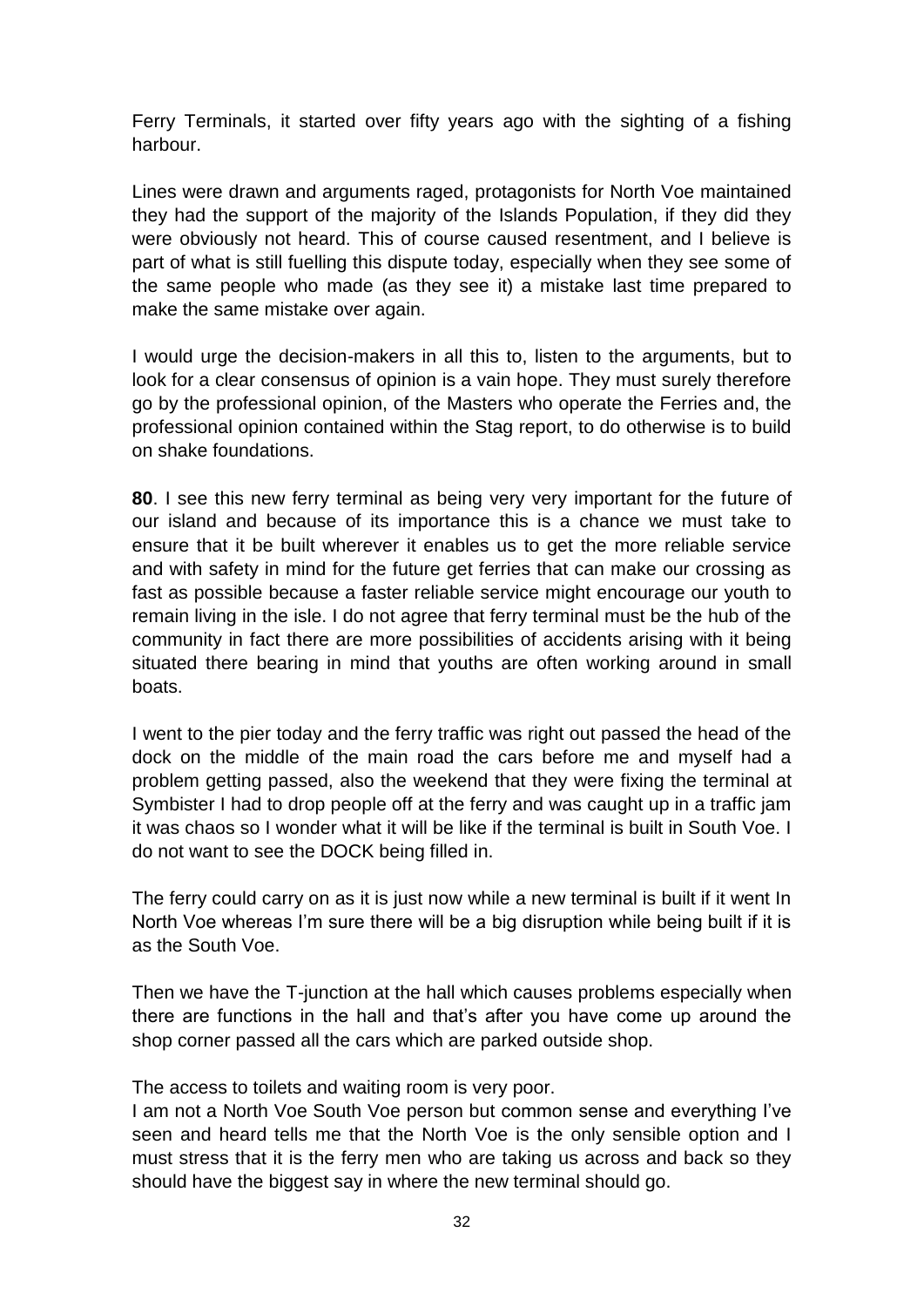Ferry Terminals, it started over fifty years ago with the sighting of a fishing harbour.

Lines were drawn and arguments raged, protagonists for North Voe maintained they had the support of the majority of the Islands Population, if they did they were obviously not heard. This of course caused resentment, and I believe is part of what is still fuelling this dispute today, especially when they see some of the same people who made (as they see it) a mistake last time prepared to make the same mistake over again.

I would urge the decision-makers in all this to, listen to the arguments, but to look for a clear consensus of opinion is a vain hope. They must surely therefore go by the professional opinion, of the Masters who operate the Ferries and, the professional opinion contained within the Stag report, to do otherwise is to build on shake foundations.

**80**. I see this new ferry terminal as being very very important for the future of our island and because of its importance this is a chance we must take to ensure that it be built wherever it enables us to get the more reliable service and with safety in mind for the future get ferries that can make our crossing as fast as possible because a faster reliable service might encourage our youth to remain living in the isle. I do not agree that ferry terminal must be the hub of the community in fact there are more possibilities of accidents arising with it being situated there bearing in mind that youths are often working around in small boats.

I went to the pier today and the ferry traffic was right out passed the head of the dock on the middle of the main road the cars before me and myself had a problem getting passed, also the weekend that they were fixing the terminal at Symbister I had to drop people off at the ferry and was caught up in a traffic jam it was chaos so I wonder what it will be like if the terminal is built in South Voe. I do not want to see the DOCK being filled in.

The ferry could carry on as it is just now while a new terminal is built if it went In North Voe whereas I'm sure there will be a big disruption while being built if it is as the South Voe.

Then we have the T-junction at the hall which causes problems especially when there are functions in the hall and that's after you have come up around the shop corner passed all the cars which are parked outside shop.

The access to toilets and waiting room is very poor.
I am not a North Voe South Voe person but common sense and everything I've seen and heard tells me that the North Voe is the only sensible option and I must stress that it is the ferry men who are taking us across and back so they should have the biggest say in where the new terminal should go.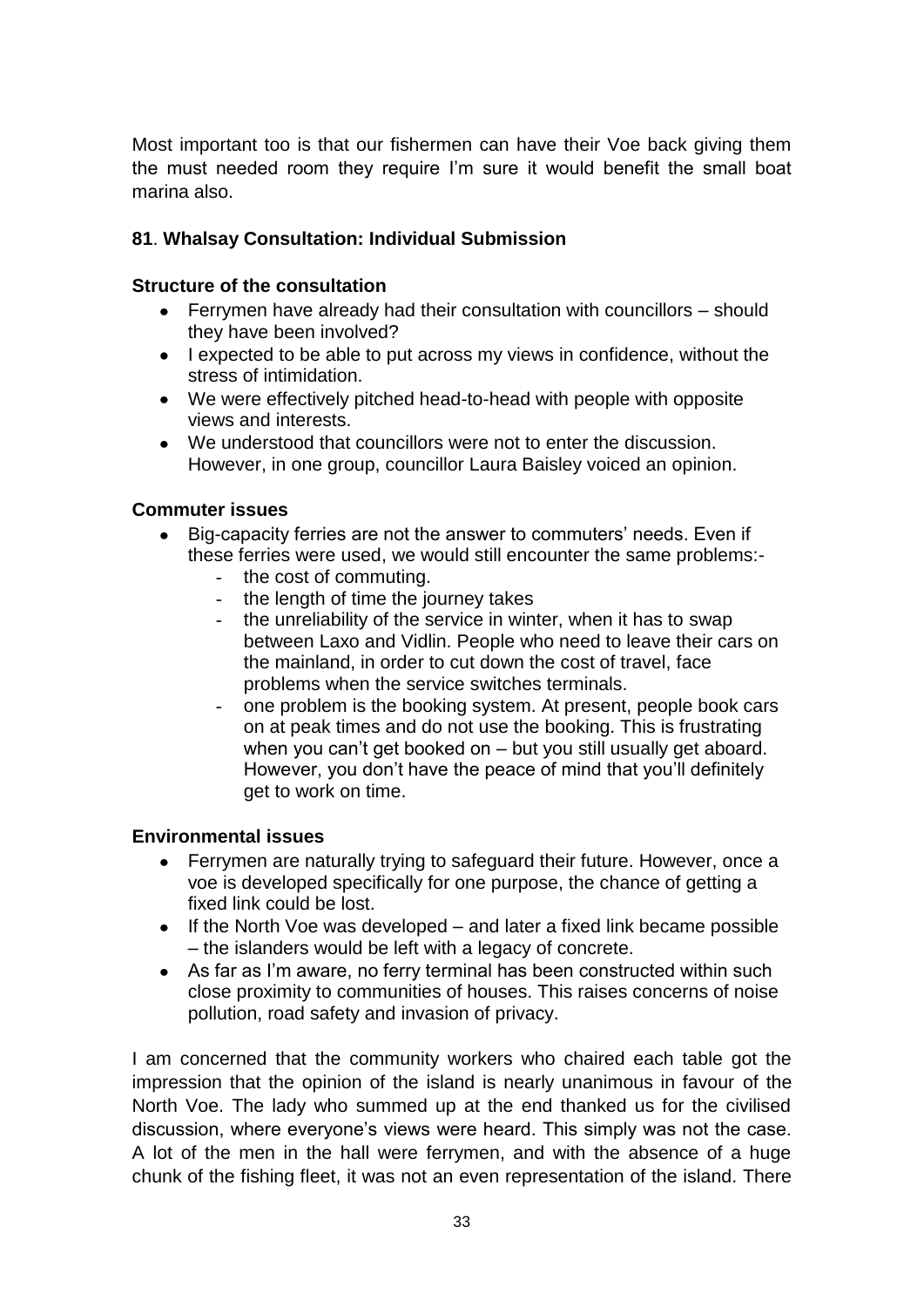Most important too is that our fishermen can have their Voe back giving them the must needed room they require I'm sure it would benefit the small boat marina also.

## 81. Whalsay Consultation: Individual Submission

### Structure of the consultation

- Ferrymen have already had their consultation with councillors – should they have been involved?
- I expected to be able to put across my views in confidence, without the stress of intimidation.
- We were effectively pitched head-to-head with people with opposite views and interests.
- We understood that councillors were not to enter the discussion. However, in one group, councillor Laura Baisley voiced an opinion.

### Commuter issues

- Big-capacity ferries are not the answer to commuters' needs. Even if these ferries were used, we would still encounter the same problems:-
  - the cost of commuting.
  - the length of time the journey takes
  - the unreliability of the service in winter, when it has to swap between Laxo and Vidlin. People who need to leave their cars on the mainland, in order to cut down the cost of travel, face problems when the service switches terminals.
  - one problem is the booking system. At present, people book cars on at peak times and do not use the booking. This is frustrating when you can't get booked on – but you still usually get aboard. However, you don't have the peace of mind that you'll definitely get to work on time.

### Environmental issues

- Ferrymen are naturally trying to safeguard their future. However, once a voe is developed specifically for one purpose, the chance of getting a fixed link could be lost.
- If the North Voe was developed – and later a fixed link became possible – the islanders would be left with a legacy of concrete.
- As far as I'm aware, no ferry terminal has been constructed within such close proximity to communities of houses. This raises concerns of noise pollution, road safety and invasion of privacy.

I am concerned that the community workers who chaired each table got the impression that the opinion of the island is nearly unanimous in favour of the North Voe. The lady who summed up at the end thanked us for the civilised discussion, where everyone's views were heard. This simply was not the case. A lot of the men in the hall were ferrymen, and with the absence of a huge chunk of the fishing fleet, it was not an even representation of the island. There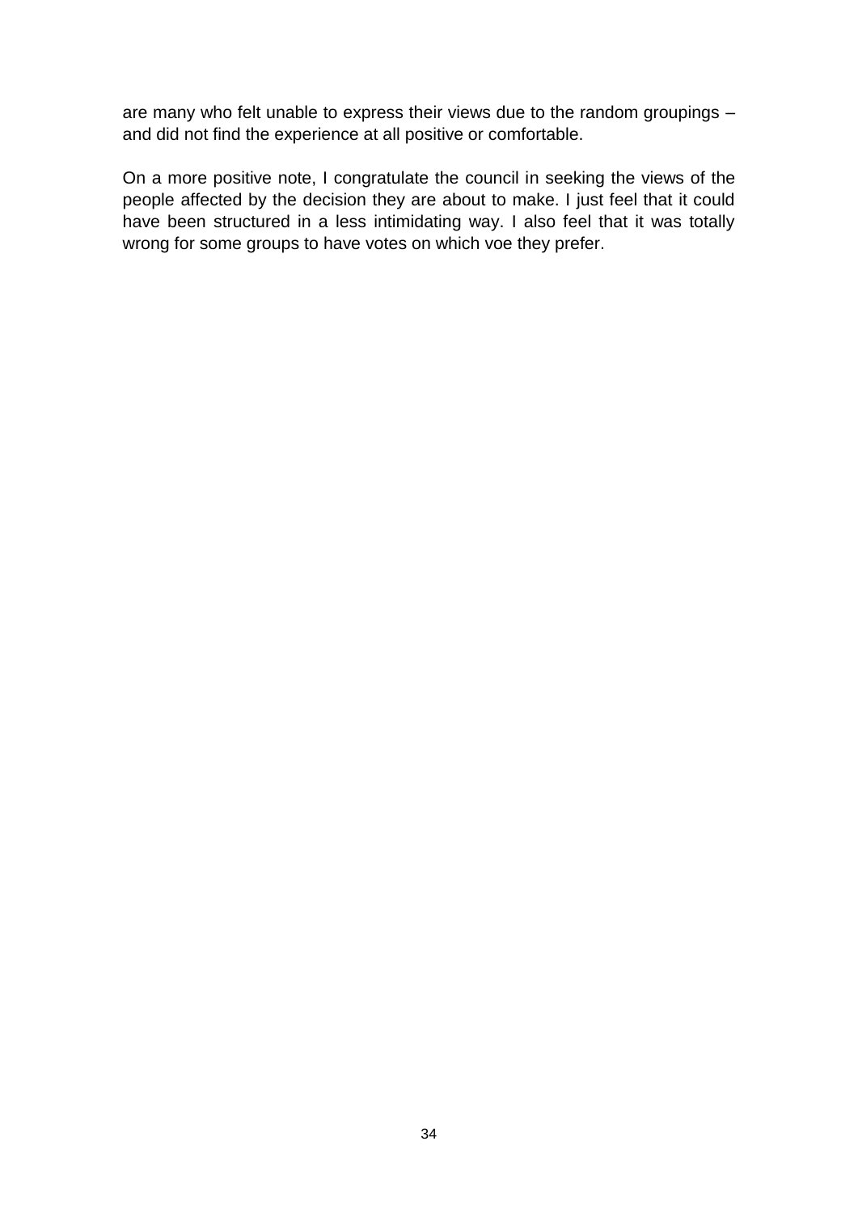are many who felt unable to express their views due to the random groupings – and did not find the experience at all positive or comfortable.

On a more positive note, I congratulate the council in seeking the views of the people affected by the decision they are about to make. I just feel that it could have been structured in a less intimidating way. I also feel that it was totally wrong for some groups to have votes on which voe they prefer.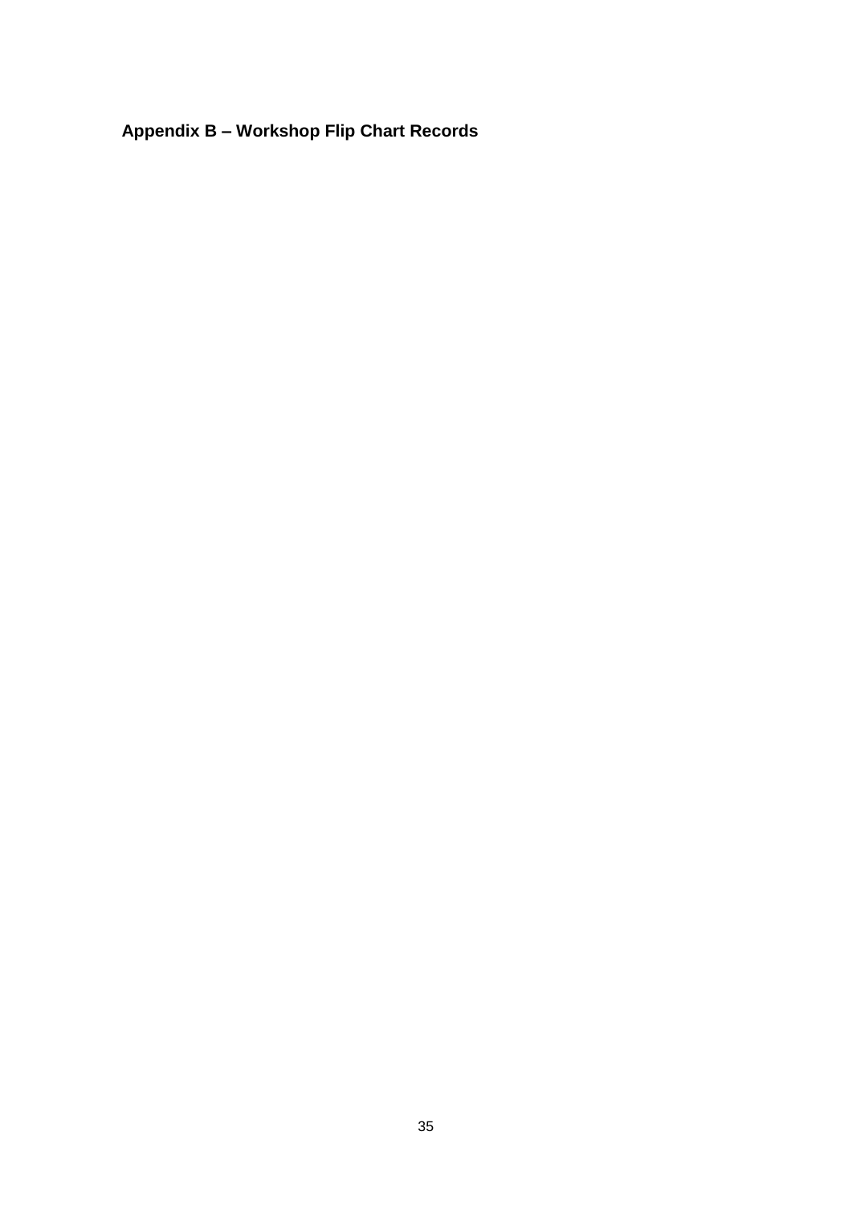## Appendix B – Workshop Flip Chart Records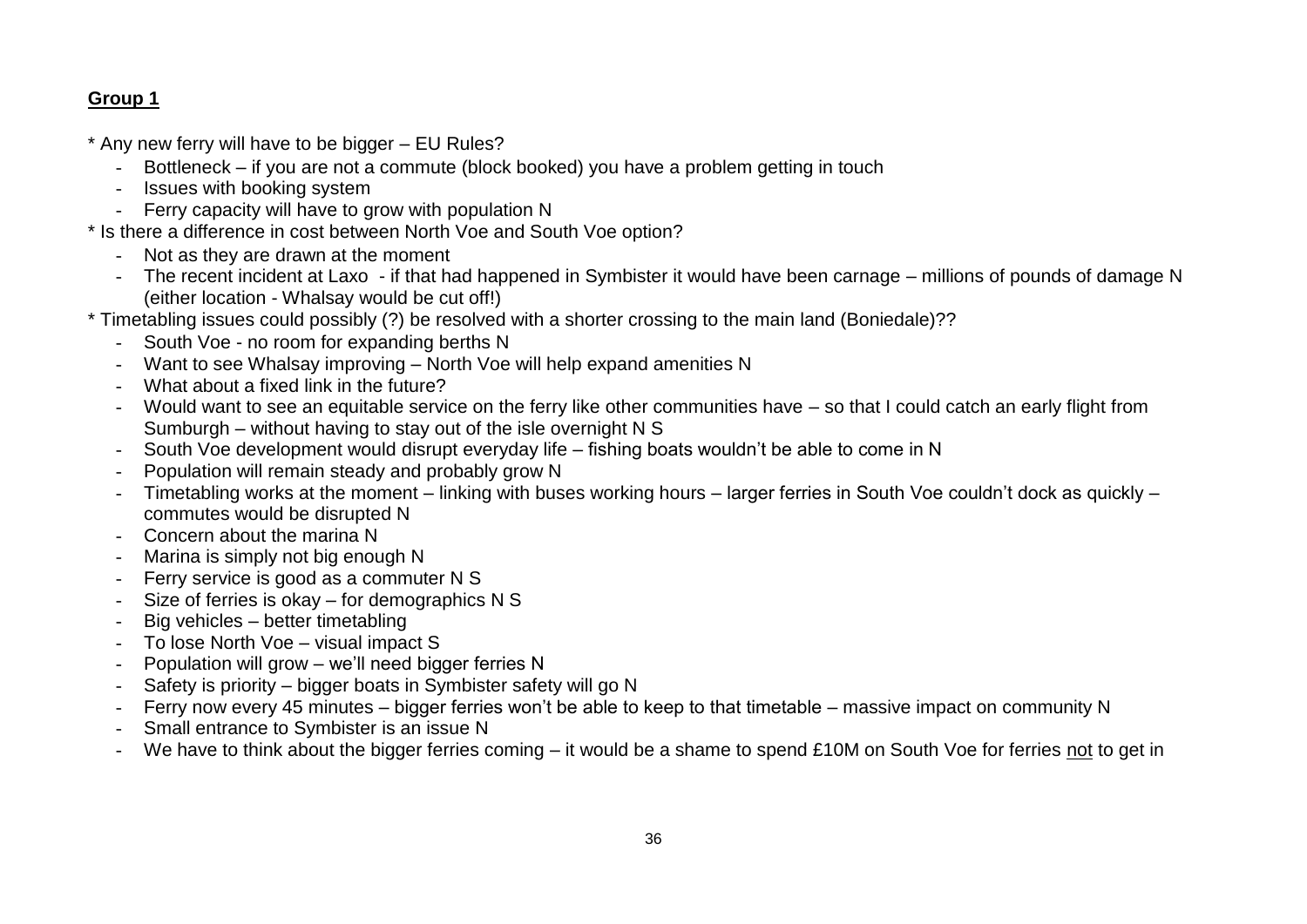## Group 1

* Any new ferry will have to be bigger – EU Rules?
    - Bottleneck – if you are not a commute (block booked) you have a problem getting in touch
    - Issues with booking system
    - Ferry capacity will have to grow with population N
* Is there a difference in cost between North Voe and South Voe option?
    - Not as they are drawn at the moment
    - The recent incident at Laxo - if that had happened in Symbister it would have been carnage – millions of pounds of damage N (either location - Whalsay would be cut off!)
* Timetabling issues could possibly (?) be resolved with a shorter crossing to the main land (Boniedale)??
    - South Voe - no room for expanding berths N
    - Want to see Whalsay improving – North Voe will help expand amenities N
    - What about a fixed link in the future?
    - Would want to see an equitable service on the ferry like other communities have – so that I could catch an early flight from Sumburgh – without having to stay out of the isle overnight N S
    - South Voe development would disrupt everyday life – fishing boats wouldn't be able to come in N
    - Population will remain steady and probably grow N
    - Timetabling works at the moment – linking with buses working hours – larger ferries in South Voe couldn't dock as quickly – commutes would be disrupted N
    - Concern about the marina N
    - Marina is simply not big enough N
    - Ferry service is good as a commuter N S
    - Size of ferries is okay – for demographics N S
    - Big vehicles – better timetabling
    - To lose North Voe – visual impact S
    - Population will grow – we'll need bigger ferries N
    - Safety is priority – bigger boats in Symbister safety will go N
    - Ferry now every 45 minutes – bigger ferries won't be able to keep to that timetable – massive impact on community N
    - Small entrance to Symbister is an issue N
    - We have to think about the bigger ferries coming – it would be a shame to spend £10M on South Voe for ferries <u>not</u> to get in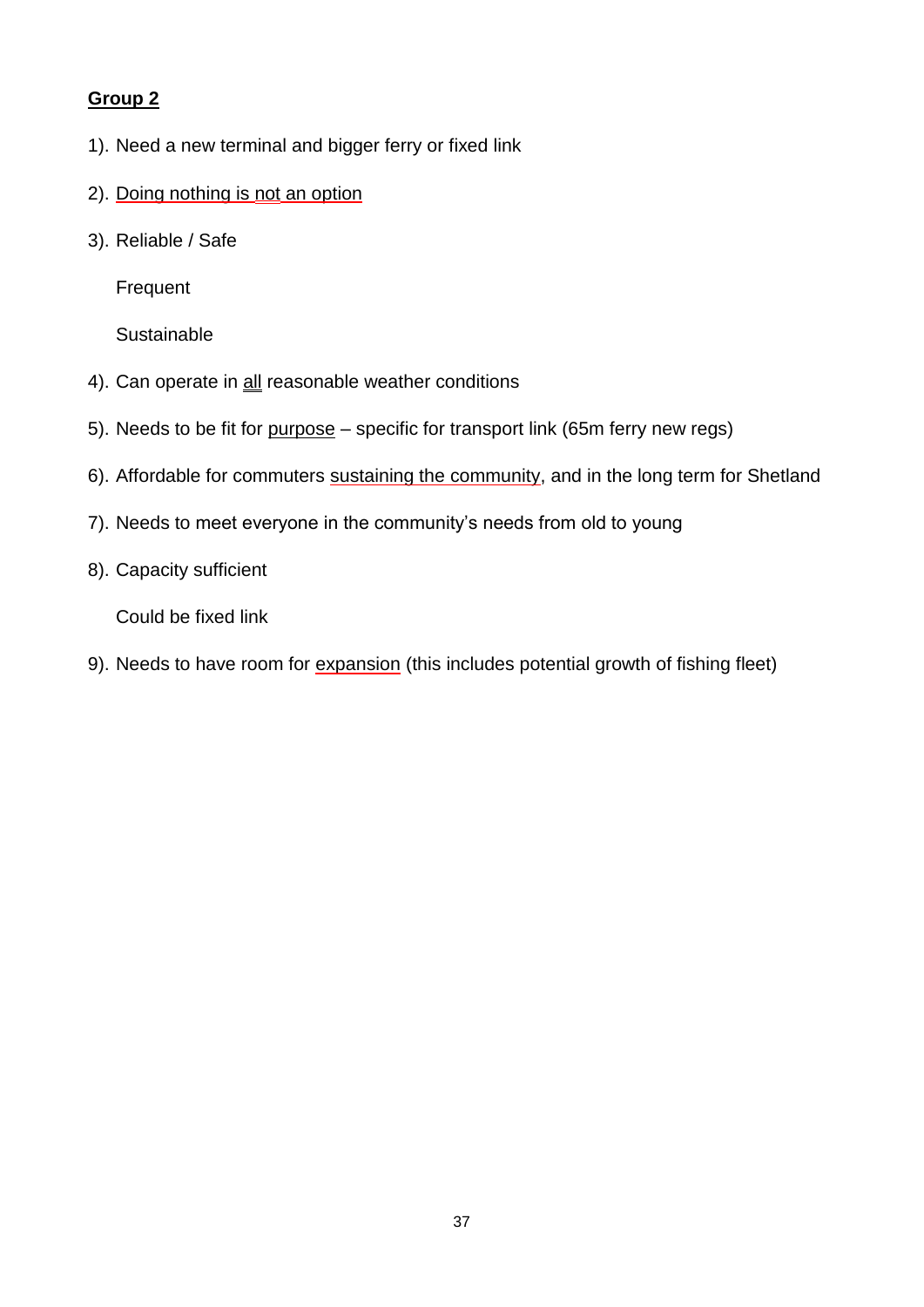## Group 2

1). Need a new terminal and bigger ferry or fixed link

2). Doing nothing is not an option

3). Reliable / Safe

Frequent

Sustainable

4). Can operate in all reasonable weather conditions

5). Needs to be fit for purpose – specific for transport link (65m ferry new regs)

6). Affordable for commuters sustaining the community, and in the long term for Shetland

7). Needs to meet everyone in the community's needs from old to young

8). Capacity sufficient

Could be fixed link

9). Needs to have room for expansion (this includes potential growth of fishing fleet)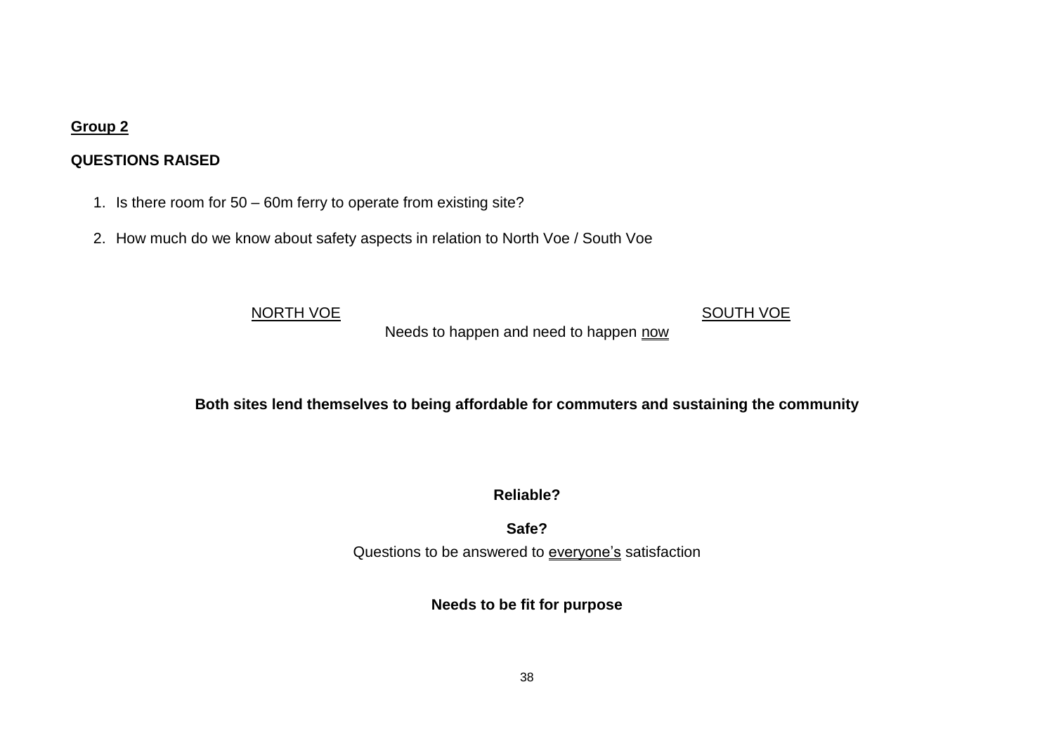**Group 2**

**QUESTIONS RAISED**

1. Is there room for 50 – 60m ferry to operate from existing site?
2. How much do we know about safety aspects in relation to North Voe / South Voe

NORTH VOE                                        SOUTH VOE

Needs to happen and need to happen now

**Both sites lend themselves to being affordable for commuters and sustaining the community**

**Reliable?**

**Safe?**

Questions to be answered to everyone's satisfaction

**Needs to be fit for purpose**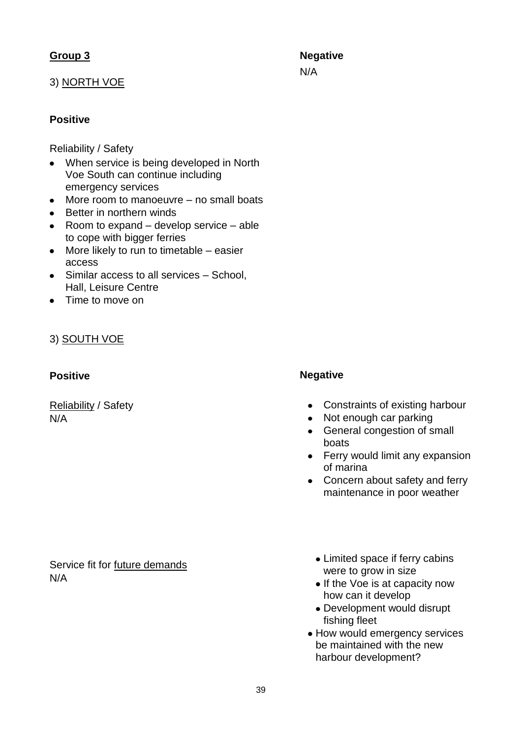**<u>Group 3</u>**

3) <u>NORTH VOE</u>

**Positive**

Reliability / Safety

- When service is being developed in North Voe South can continue including emergency services
- More room to manoeuvre – no small boats
- Better in northern winds
- Room to expand – develop service – able to cope with bigger ferries
- More likely to run to timetable – easier access
- Similar access to all services – School, Hall, Leisure Centre
- Time to move on

**Negative**

N/A

3) <u>SOUTH VOE</u>

**Positive**

<u>Reliability</u> / Safety
N/A

**Negative**

- Constraints of existing harbour
- Not enough car parking
- General congestion of small boats
- Ferry would limit any expansion of marina
- Concern about safety and ferry maintenance in poor weather

Service fit for <u>future demands</u>
N/A

- Limited space if ferry cabins were to grow in size
- If the Voe is at capacity now how can it develop
- Development would disrupt fishing fleet
- How would emergency services be maintained with the new harbour development?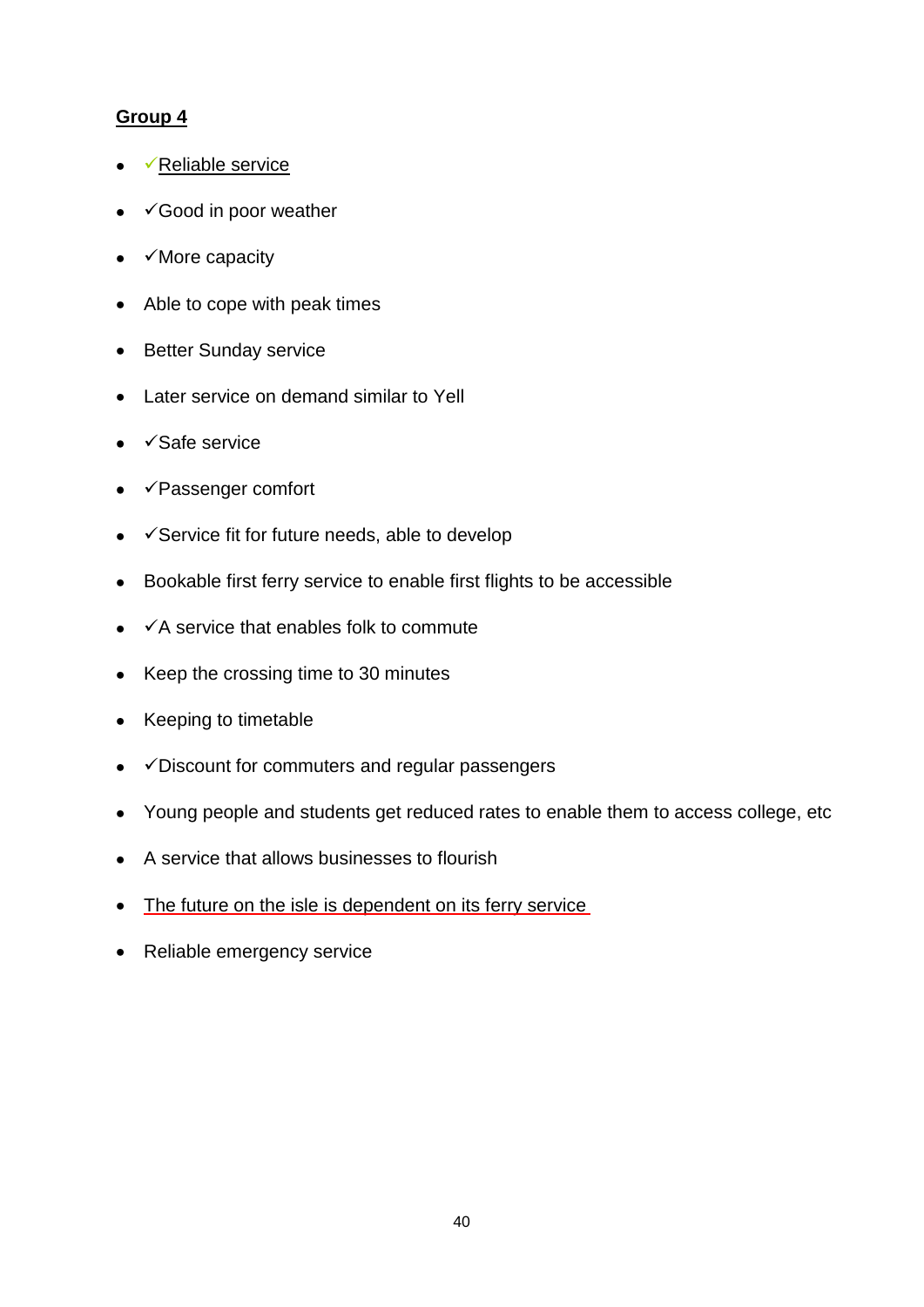**Group 4**

- ✓Reliable service
- ✓Good in poor weather
- ✓More capacity
- Able to cope with peak times
- Better Sunday service
- Later service on demand similar to Yell
- ✓Safe service
- ✓Passenger comfort
- ✓Service fit for future needs, able to develop
- Bookable first ferry service to enable first flights to be accessible
- ✓A service that enables folk to commute
- Keep the crossing time to 30 minutes
- Keeping to timetable
- ✓Discount for commuters and regular passengers
- Young people and students get reduced rates to enable them to access college, etc
- A service that allows businesses to flourish
- The future on the isle is dependent on its ferry service
- Reliable emergency service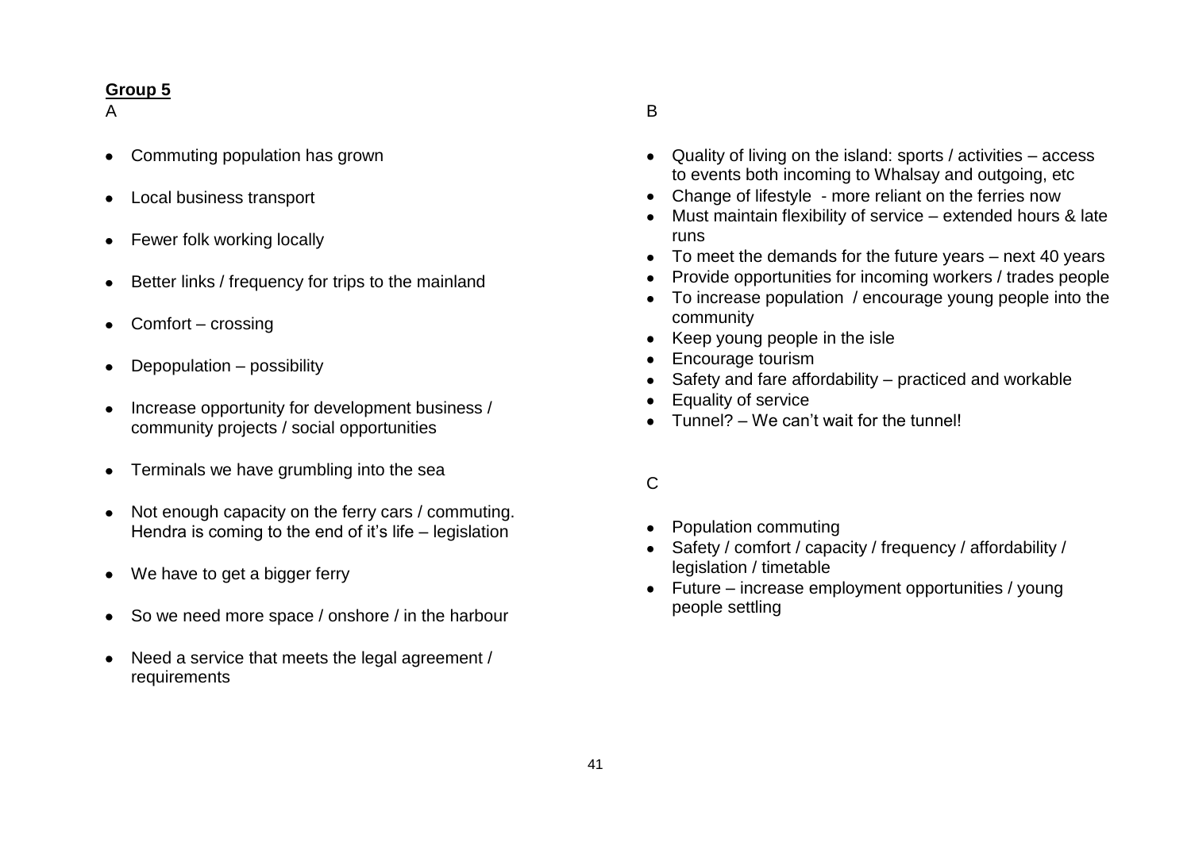**Group 5**

A

- Commuting population has grown
- Local business transport
- Fewer folk working locally
- Better links / frequency for trips to the mainland
- Comfort – crossing
- Depopulation – possibility
- Increase opportunity for development business / community projects / social opportunities
- Terminals we have grumbling into the sea
- Not enough capacity on the ferry cars / commuting. Hendra is coming to the end of it's life – legislation
- We have to get a bigger ferry
- So we need more space / onshore / in the harbour
- Need a service that meets the legal agreement / requirements

B

- Quality of living on the island: sports / activities – access to events both incoming to Whalsay and outgoing, etc
- Change of lifestyle - more reliant on the ferries now
- Must maintain flexibility of service – extended hours & late runs
- To meet the demands for the future years – next 40 years
- Provide opportunities for incoming workers / trades people
- To increase population / encourage young people into the community
- Keep young people in the isle
- Encourage tourism
- Safety and fare affordability – practiced and workable
- Equality of service
- Tunnel? – We can't wait for the tunnel!

C

- Population commuting
- Safety / comfort / capacity / frequency / affordability / legislation / timetable
- Future – increase employment opportunities / young people settling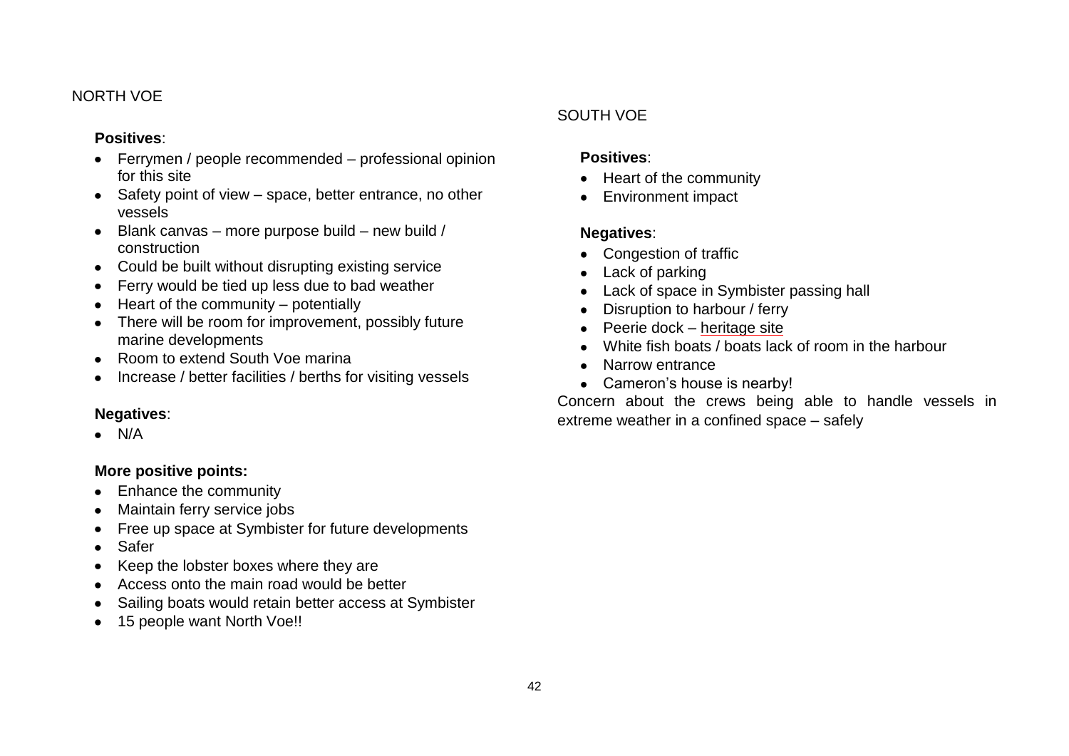NORTH VOE

**Positives**:

- Ferrymen / people recommended – professional opinion for this site
- Safety point of view – space, better entrance, no other vessels
- Blank canvas – more purpose build – new build / construction
- Could be built without disrupting existing service
- Ferry would be tied up less due to bad weather
- Heart of the community – potentially
- There will be room for improvement, possibly future marine developments
- Room to extend South Voe marina
- Increase / better facilities / berths for visiting vessels

**Negatives**:

- N/A

**More positive points:**

- Enhance the community
- Maintain ferry service jobs
- Free up space at Symbister for future developments
- Safer
- Keep the lobster boxes where they are
- Access onto the main road would be better
- Sailing boats would retain better access at Symbister
- 15 people want North Voe!!

SOUTH VOE

**Positives**:

- Heart of the community
- Environment impact

**Negatives**:

- Congestion of traffic
- Lack of parking
- Lack of space in Symbister passing hall
- Disruption to harbour / ferry
- Peerie dock – heritage site
- White fish boats / boats lack of room in the harbour
- Narrow entrance
- Cameron's house is nearby!

Concern about the crews being able to handle vessels in extreme weather in a confined space – safely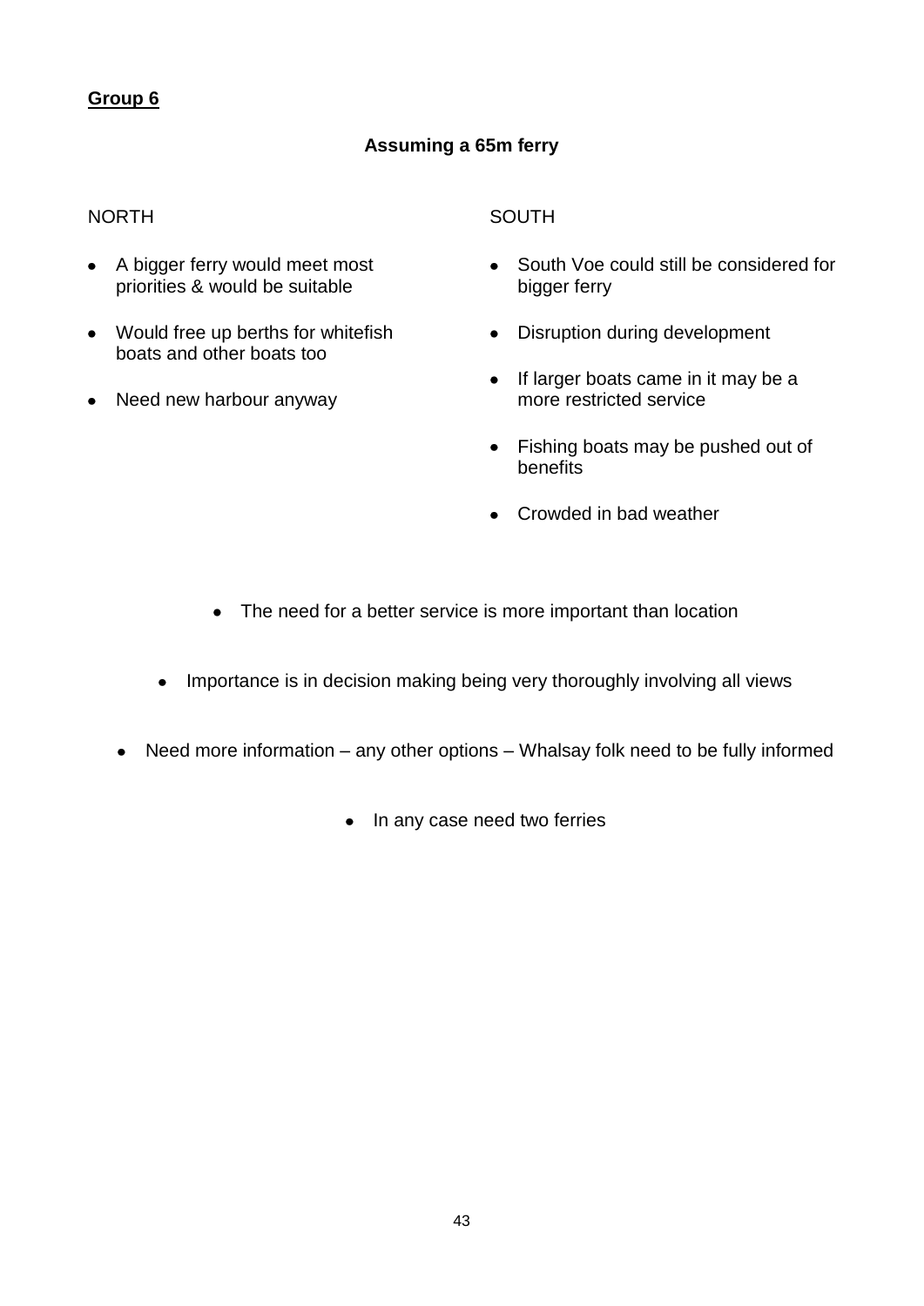**Group 6**

**Assuming a 65m ferry**

NORTH

- A bigger ferry would meet most priorities & would be suitable
- Would free up berths for whitefish boats and other boats too
- Need new harbour anyway

SOUTH

- South Voe could still be considered for bigger ferry
- Disruption during development
- If larger boats came in it may be a more restricted service
- Fishing boats may be pushed out of benefits
- Crowded in bad weather

- The need for a better service is more important than location
- Importance is in decision making being very thoroughly involving all views
- Need more information – any other options – Whalsay folk need to be fully informed
- In any case need two ferries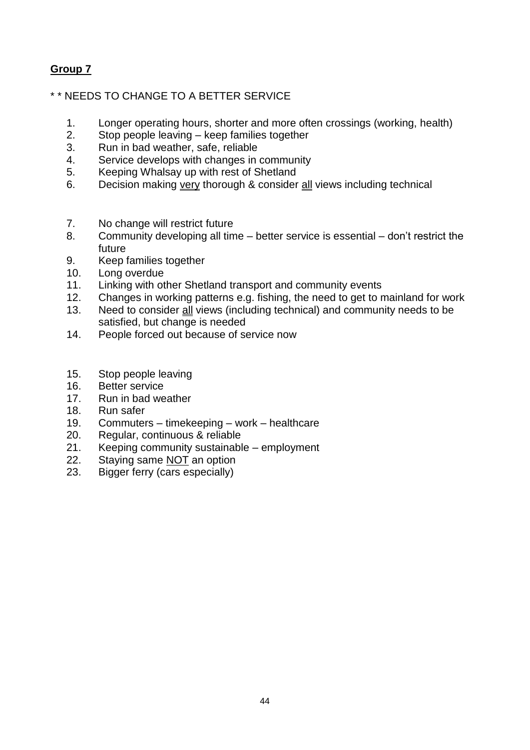**Group 7**

* * NEEDS TO CHANGE TO A BETTER SERVICE

1. Longer operating hours, shorter and more often crossings (working, health)
2. Stop people leaving – keep families together
3. Run in bad weather, safe, reliable
4. Service develops with changes in community
5. Keeping Whalsay up with rest of Shetland
6. Decision making <u>very</u> thorough & consider <u>all</u> views including technical

7. No change will restrict future
8. Community developing all time – better service is essential – don't restrict the future
9. Keep families together
10. Long overdue
11. Linking with other Shetland transport and community events
12. Changes in working patterns e.g. fishing, the need to get to mainland for work
13. Need to consider <u>all</u> views (including technical) and community needs to be satisfied, but change is needed
14. People forced out because of service now

15. Stop people leaving
16. Better service
17. Run in bad weather
18. Run safer
19. Commuters – timekeeping – work – healthcare
20. Regular, continuous & reliable
21. Keeping community sustainable – employment
22. Staying same <u>NOT</u> an option
23. Bigger ferry (cars especially)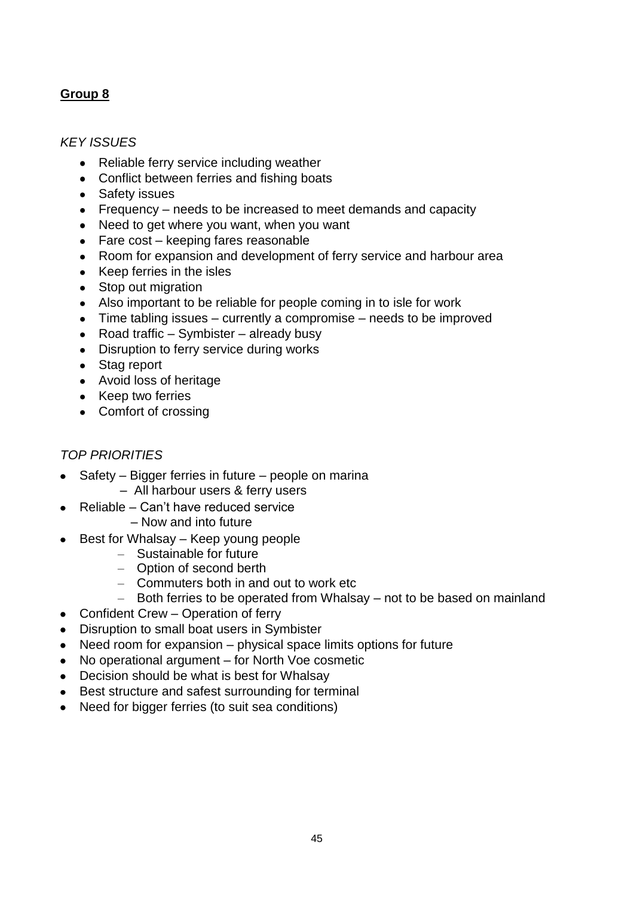**Group 8**

*KEY ISSUES*

- Reliable ferry service including weather
- Conflict between ferries and fishing boats
- Safety issues
- Frequency – needs to be increased to meet demands and capacity
- Need to get where you want, when you want
- Fare cost – keeping fares reasonable
- Room for expansion and development of ferry service and harbour area
- Keep ferries in the isles
- Stop out migration
- Also important to be reliable for people coming in to isle for work
- Time tabling issues – currently a compromise – needs to be improved
- Road traffic – Symbister – already busy
- Disruption to ferry service during works
- Stag report
- Avoid loss of heritage
- Keep two ferries
- Comfort of crossing

*TOP PRIORITIES*

- Safety – Bigger ferries in future – people on marina
  - All harbour users & ferry users
- Reliable – Can't have reduced service
  - Now and into future
- Best for Whalsay – Keep young people
  - Sustainable for future
  - Option of second berth
  - Commuters both in and out to work etc
  - Both ferries to be operated from Whalsay – not to be based on mainland
- Confident Crew – Operation of ferry
- Disruption to small boat users in Symbister
- Need room for expansion – physical space limits options for future
- No operational argument – for North Voe cosmetic
- Decision should be what is best for Whalsay
- Best structure and safest surrounding for terminal
- Need for bigger ferries (to suit sea conditions)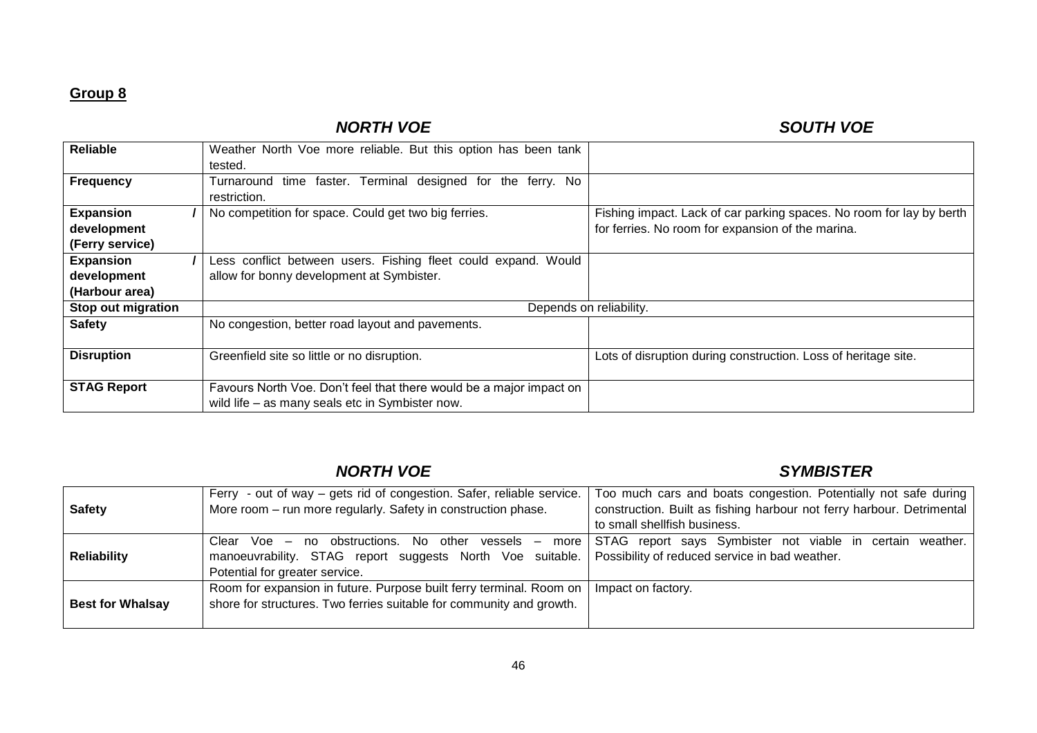## Group 8

| | NORTH VOE | SOUTH VOE |
|---|---|---|
| **Reliable** | Weather North Voe more reliable. But this option has been tank tested. | |
| **Frequency** | Turnaround time faster. Terminal designed for the ferry. No restriction. | |
| **Expansion / development (Ferry service)** | No competition for space. Could get two big ferries. | Fishing impact. Lack of car parking spaces. No room for lay by berth for ferries. No room for expansion of the marina. |
| **Expansion / development (Harbour area)** | Less conflict between users. Fishing fleet could expand. Would allow for bonny development at Symbister. | |
| **Stop out migration** | Depends on reliability. | |
| **Safety** | No congestion, better road layout and pavements. | |
| **Disruption** | Greenfield site so little or no disruption. | Lots of disruption during construction. Loss of heritage site. |
| **STAG Report** | Favours North Voe. Don't feel that there would be a major impact on wild life – as many seals etc in Symbister now. | |

| | NORTH VOE | SYMBISTER |
|---|---|---|
| **Safety** | Ferry - out of way – gets rid of congestion. Safer, reliable service. More room – run more regularly. Safety in construction phase. | Too much cars and boats congestion. Potentially not safe during construction. Built as fishing harbour not ferry harbour. Detrimental to small shellfish business. |
| **Reliability** | Clear Voe – no obstructions. No other vessels – more manoeuvrability. STAG report suggests North Voe suitable. Potential for greater service. | STAG report says Symbister not viable in certain weather. Possibility of reduced service in bad weather. |
| **Best for Whalsay** | Room for expansion in future. Purpose built ferry terminal. Room on shore for structures. Two ferries suitable for community and growth. | Impact on factory. |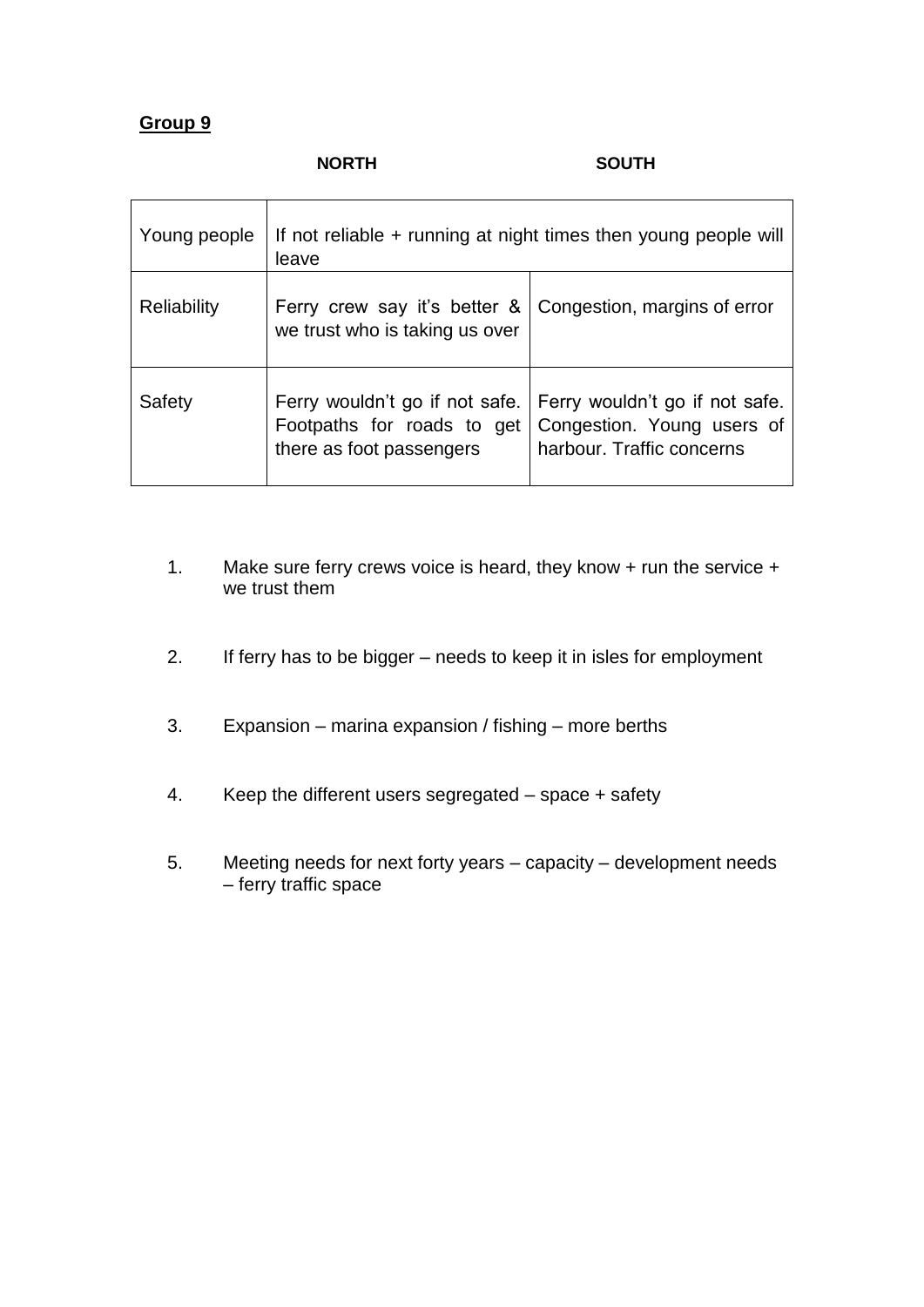**Group 9**

| | NORTH | SOUTH |
|---|---|---|
| Young people | If not reliable + running at night times then young people will leave | |
| Reliability | Ferry crew say it's better & we trust who is taking us over | Congestion, margins of error |
| Safety | Ferry wouldn't go if not safe. Footpaths for roads to get there as foot passengers | Ferry wouldn't go if not safe. Congestion. Young users of harbour. Traffic concerns |

1. Make sure ferry crews voice is heard, they know + run the service + we trust them
2. If ferry has to be bigger – needs to keep it in isles for employment
3. Expansion – marina expansion / fishing – more berths
4. Keep the different users segregated – space + safety
5. Meeting needs for next forty years – capacity – development needs – ferry traffic space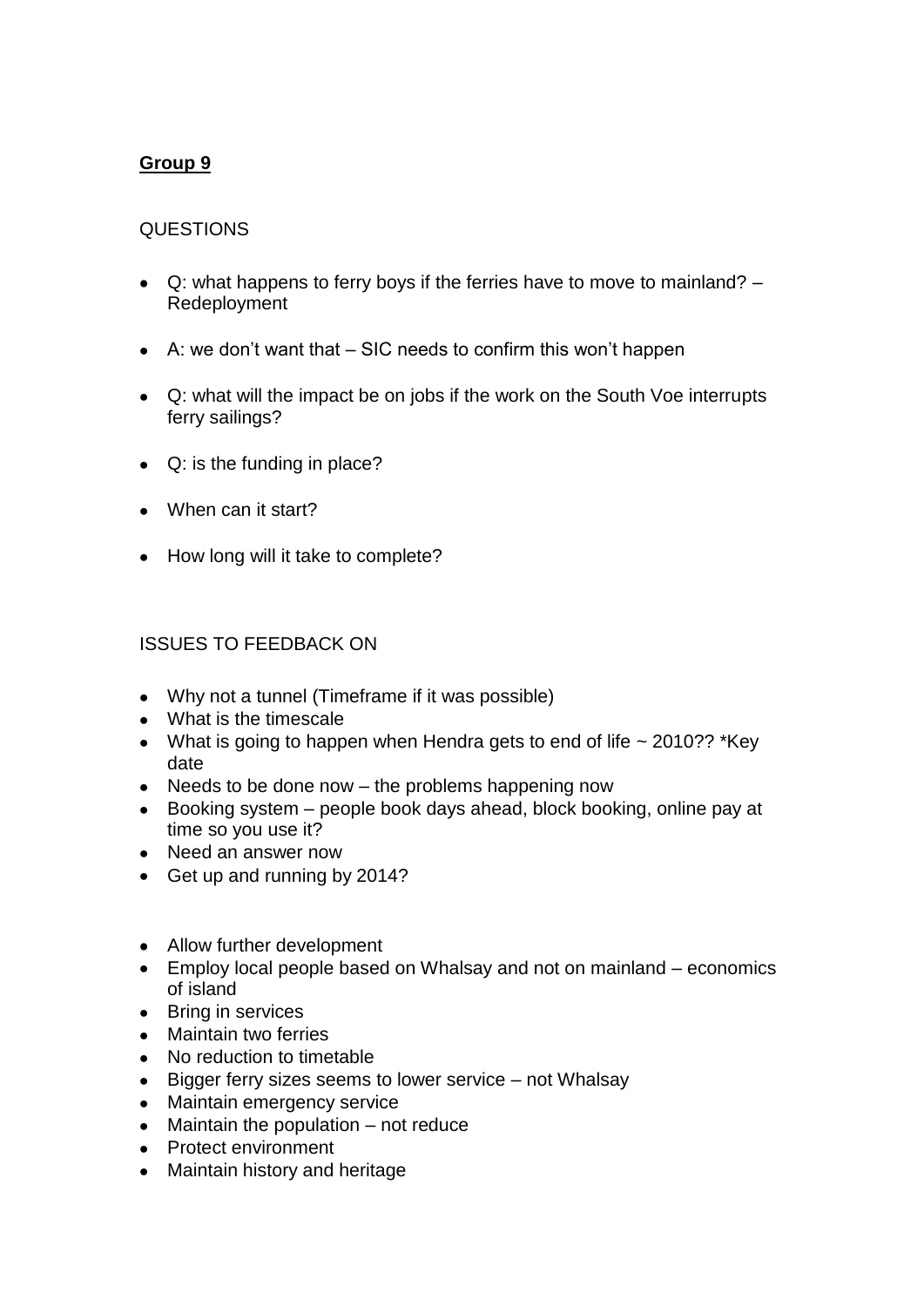**Group 9**

QUESTIONS

- Q: what happens to ferry boys if the ferries have to move to mainland? – Redeployment

- A: we don't want that – SIC needs to confirm this won't happen

- Q: what will the impact be on jobs if the work on the South Voe interrupts ferry sailings?

- Q: is the funding in place?

- When can it start?

- How long will it take to complete?

ISSUES TO FEEDBACK ON

- Why not a tunnel (Timeframe if it was possible)
- What is the timescale
- What is going to happen when Hendra gets to end of life ~ 2010?? *Key date
- Needs to be done now – the problems happening now
- Booking system – people book days ahead, block booking, online pay at time so you use it?
- Need an answer now
- Get up and running by 2014?

- Allow further development
- Employ local people based on Whalsay and not on mainland – economics of island
- Bring in services
- Maintain two ferries
- No reduction to timetable
- Bigger ferry sizes seems to lower service – not Whalsay
- Maintain emergency service
- Maintain the population – not reduce
- Protect environment
- Maintain history and heritage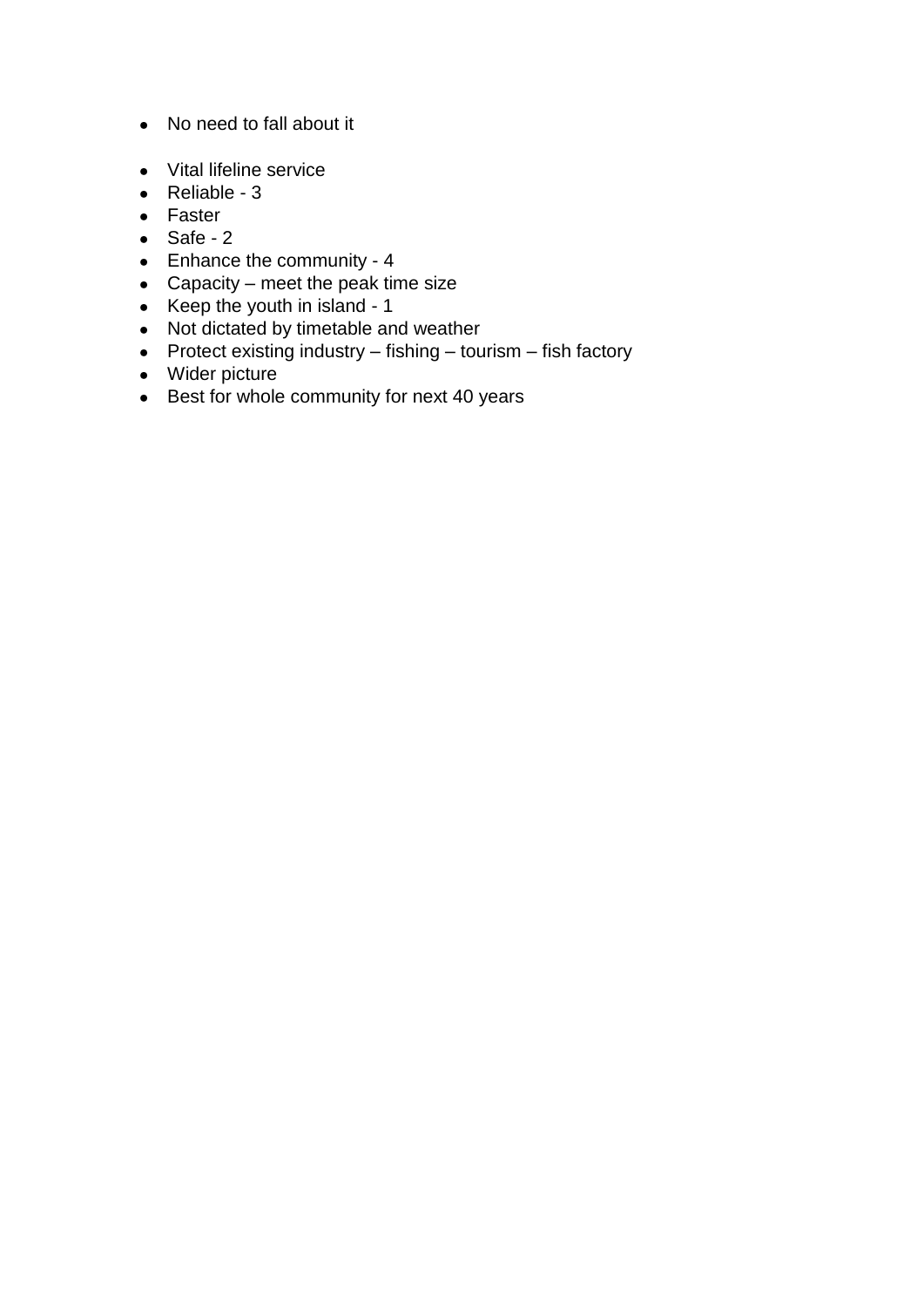- No need to fall about it

- Vital lifeline service
- Reliable - 3
- Faster
- Safe - 2
- Enhance the community - 4
- Capacity – meet the peak time size
- Keep the youth in island - 1
- Not dictated by timetable and weather
- Protect existing industry – fishing – tourism – fish factory
- Wider picture
- Best for whole community for next 40 years